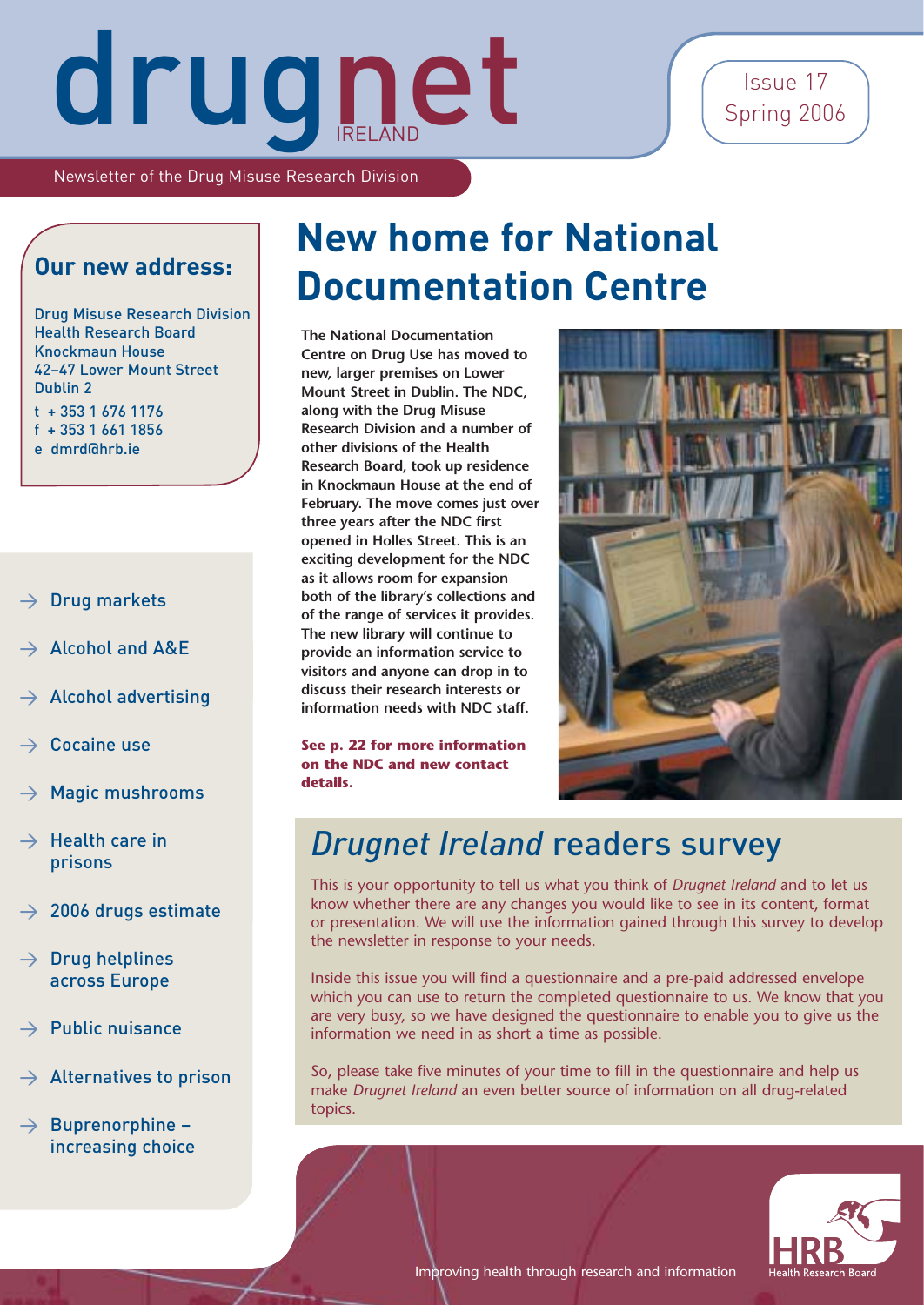# drugnet IRELAND

Issue 17
Spring 2006

Newsletter of the Drug Misuse Research Division

## Our new address:

Drug Misuse Research Division
Health Research Board
Knockmaun House
42–47 Lower Mount Street
Dublin 2

t + 353 1 676 1176
f + 353 1 661 1856
e dmrd@hrb.ie

- → Drug markets
- → Alcohol and A&E
- → Alcohol advertising
- → Cocaine use
- → Magic mushrooms
- → Health care in prisons
- → 2006 drugs estimate
- → Drug helplines across Europe
- → Public nuisance
- → Alternatives to prison
- → Buprenorphine – increasing choice

# New home for National Documentation Centre

**The National Documentation Centre on Drug Use has moved to new, larger premises on Lower Mount Street in Dublin. The NDC, along with the Drug Misuse Research Division and a number of other divisions of the Health Research Board, took up residence in Knockmaun House at the end of February. The move comes just over three years after the NDC first opened in Holles Street. This is an exciting development for the NDC as it allows room for expansion both of the library's collections and of the range of services it provides. The new library will continue to provide an information service to visitors and anyone can drop in to discuss their research interests or information needs with NDC staff.**

**See p. 22 for more information on the NDC and new contact details.**

## *Drugnet Ireland* readers survey

This is your opportunity to tell us what you think of *Drugnet Ireland* and to let us know whether there are any changes you would like to see in its content, format or presentation. We will use the information gained through this survey to develop the newsletter in response to your needs.

Inside this issue you will find a questionnaire and a pre-paid addressed envelope which you can use to return the completed questionnaire to us. We know that you are very busy, so we have designed the questionnaire to enable you to give us the information we need in as short a time as possible.

So, please take five minutes of your time to fill in the questionnaire and help us make *Drugnet Ireland* an even better source of information on all drug-related topics.

Improving health through research and information

HRB Health Research Board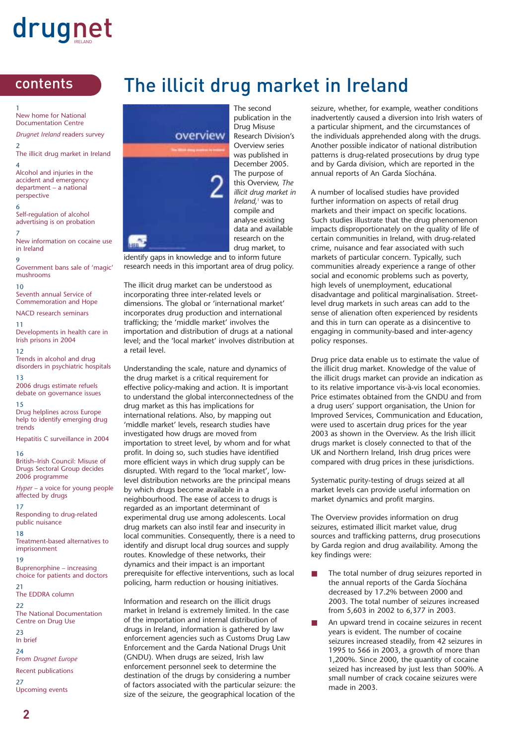# drugnet

IRELAND

## contents

1
New home for National Documentation Centre

*Drugnet Ireland* readers survey

2
The illicit drug market in Ireland

4
Alcohol and injuries in the accident and emergency department – a national perspective

6
Self-regulation of alcohol advertising is on probation

7
New information on cocaine use in Ireland

9
Government bans sale of 'magic' mushrooms

10
Seventh annual Service of Commemoration and Hope

NACD research seminars

11
Developments in health care in Irish prisons in 2004

12
Trends in alcohol and drug disorders in psychiatric hospitals

13
2006 drugs estimate refuels debate on governance issues

15
Drug helplines across Europe help to identify emerging drug trends

Hepatitis C surveillance in 2004

16
British–Irish Council: Misuse of Drugs Sectoral Group decides 2006 programme

*Hyper* – a voice for young people affected by drugs

17
Responding to drug-related public nuisance

18
Treatment-based alternatives to imprisonment

19
Buprenorphine – increasing choice for patients and doctors

21
The EDDRA column

22
The National Documentation Centre on Drug Use

23
In brief

24
From *Drugnet Europe*

Recent publications

27
Upcoming events

# The illicit drug market in Ireland

The second publication in the Drug Misuse Research Division's Overview series was published in December 2005. The purpose of this Overview, *The illicit drug market in Ireland,*[1] was to compile and analyse existing data and available research on the drug market, to identify gaps in knowledge and to inform future research needs in this important area of drug policy.

The illicit drug market can be understood as incorporating three inter-related levels or dimensions. The global or 'international market' incorporates drug production and international trafficking; the 'middle market' involves the importation and distribution of drugs at a national level; and the 'local market' involves distribution at a retail level.

Understanding the scale, nature and dynamics of the drug market is a critical requirement for effective policy-making and action. It is important to understand the global interconnectedness of the drug market as this has implications for international relations. Also, by mapping out 'middle market' levels, research studies have investigated how drugs are moved from importation to street level, by whom and for what profit. In doing so, such studies have identified more efficient ways in which drug supply can be disrupted. With regard to the 'local market', low-level distribution networks are the principal means by which drugs become available in a neighbourhood. The ease of access to drugs is regarded as an important determinant of experimental drug use among adolescents. Local drug markets can also instil fear and insecurity in local communities. Consequently, there is a need to identify and disrupt local drug sources and supply routes. Knowledge of these networks, their dynamics and their impact is an important prerequisite for effective interventions, such as local policing, harm reduction or housing initiatives.

Information and research on the illicit drugs market in Ireland is extremely limited. In the case of the importation and internal distribution of drugs in Ireland, information is gathered by law enforcement agencies such as Customs Drug Law Enforcement and the Garda National Drugs Unit (GNDU). When drugs are seized, Irish law enforcement personnel seek to determine the destination of the drugs by considering a number of factors associated with the particular seizure: the size of the seizure, the geographical location of the seizure, whether, for example, weather conditions inadvertently caused a diversion into Irish waters of a particular shipment, and the circumstances of the individuals apprehended along with the drugs. Another possible indicator of national distribution patterns is drug-related prosecutions by Garda type and by Garda division, which are reported in the annual reports of An Garda Síochána.

A number of localised studies have provided further information on aspects of retail drug markets and their impact on specific locations. Such studies illustrate that the drug phenomenon impacts disproportionately on the quality of life of certain communities in Ireland, with drug-related crime, nuisance and fear associated with such markets of particular concern. Typically, such communities already experience a range of other social and economic problems such as poverty, high levels of unemployment, educational disadvantage and political marginalisation. Street-level drug markets in such areas can add to the sense of alienation often experienced by residents and this in turn can operate as a disincentive to engaging in community-based and inter-agency policy responses.

Drug price data enable us to estimate the value of the illicit drug market. Knowledge of the value of the illicit drugs market can provide an indication as to its relative importance vis-à-vis local economies. Price estimates obtained from the GNDU and from a drug users' support organisation, the Union for Improved Services, Communication and Education, were used to ascertain drug prices for the year 2003 as shown in the Overview. As the Irish illicit drugs market is closely connected to that of the UK and Northern Ireland, Irish drug prices were compared with drug prices in these jurisdictions.

Systematic purity-testing of drugs seized at all market levels can provide useful information on market dynamics and profit margins.

The Overview provides information on drug seizures, estimated illicit market value, drug sources and trafficking patterns, drug prosecutions by Garda region and drug availability. Among the key findings were:

- The total number of drug seizures reported in the annual reports of the Garda Síochána decreased by 17.2% between 2000 and 2003. The total number of seizures increased from 5,603 in 2002 to 6,377 in 2003.
- An upward trend in cocaine seizures in recent years is evident. The number of cocaine seizures increased steadily, from 42 seizures in 1995 to 566 in 2003, a growth of more than 1,200%. Since 2000, the quantity of cocaine seized has increased by just less than 500%. A small number of crack cocaine seizures were made in 2003.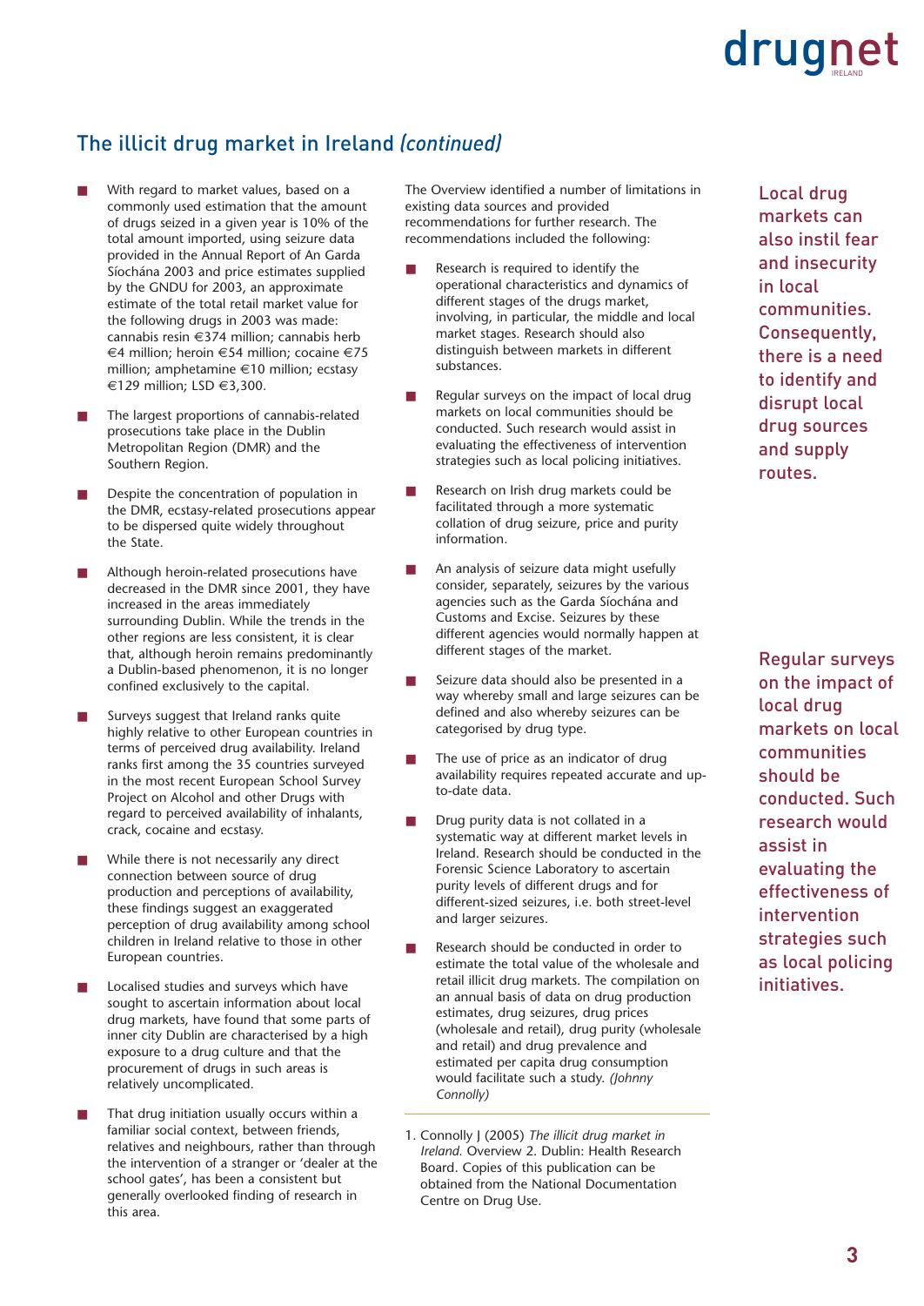## The illicit drug market in Ireland *(continued)*

- With regard to market values, based on a commonly used estimation that the amount of drugs seized in a given year is 10% of the total amount imported, using seizure data provided in the Annual Report of An Garda Síochána 2003 and price estimates supplied by the GNDU for 2003, an approximate estimate of the total retail market value for the following drugs in 2003 was made: cannabis resin €374 million; cannabis herb €4 million; heroin €54 million; cocaine €75 million; amphetamine €10 million; ecstasy €129 million; LSD €3,300.
- The largest proportions of cannabis-related prosecutions take place in the Dublin Metropolitan Region (DMR) and the Southern Region.
- Despite the concentration of population in the DMR, ecstasy-related prosecutions appear to be dispersed quite widely throughout the State.
- Although heroin-related prosecutions have decreased in the DMR since 2001, they have increased in the areas immediately surrounding Dublin. While the trends in the other regions are less consistent, it is clear that, although heroin remains predominantly a Dublin-based phenomenon, it is no longer confined exclusively to the capital.
- Surveys suggest that Ireland ranks quite highly relative to other European countries in terms of perceived drug availability. Ireland ranks first among the 35 countries surveyed in the most recent European School Survey Project on Alcohol and other Drugs with regard to perceived availability of inhalants, crack, cocaine and ecstasy.
- While there is not necessarily any direct connection between source of drug production and perceptions of availability, these findings suggest an exaggerated perception of drug availability among school children in Ireland relative to those in other European countries.
- Localised studies and surveys which have sought to ascertain information about local drug markets, have found that some parts of inner city Dublin are characterised by a high exposure to a drug culture and that the procurement of drugs in such areas is relatively uncomplicated.
- That drug initiation usually occurs within a familiar social context, between friends, relatives and neighbours, rather than through the intervention of a stranger or 'dealer at the school gates', has been a consistent but generally overlooked finding of research in this area.

The Overview identified a number of limitations in existing data sources and provided recommendations for further research. The recommendations included the following:

- Research is required to identify the operational characteristics and dynamics of different stages of the drugs market, involving, in particular, the middle and local market stages. Research should also distinguish between markets in different substances.
- Regular surveys on the impact of local drug markets on local communities should be conducted. Such research would assist in evaluating the effectiveness of intervention strategies such as local policing initiatives.
- Research on Irish drug markets could be facilitated through a more systematic collation of drug seizure, price and purity information.
- An analysis of seizure data might usefully consider, separately, seizures by the various agencies such as the Garda Síochána and Customs and Excise. Seizures by these different agencies would normally happen at different stages of the market.
- Seizure data should also be presented in a way whereby small and large seizures can be defined and also whereby seizures can be categorised by drug type.
- The use of price as an indicator of drug availability requires repeated accurate and up-to-date data.
- Drug purity data is not collated in a systematic way at different market levels in Ireland. Research should be conducted in the Forensic Science Laboratory to ascertain purity levels of different drugs and for different-sized seizures, i.e. both street-level and larger seizures.
- Research should be conducted in order to estimate the total value of the wholesale and retail illicit drug markets. The compilation on an annual basis of data on drug production estimates, drug seizures, drug prices (wholesale and retail), drug purity (wholesale and retail) and drug prevalence and estimated per capita drug consumption would facilitate such a study. *(Johnny Connolly)*

1. Connolly J (2005) *The illicit drug market in Ireland.* Overview 2. Dublin: Health Research Board. Copies of this publication can be obtained from the National Documentation Centre on Drug Use.

> Local drug markets can also instil fear and insecurity in local communities. Consequently, there is a need to identify and disrupt local drug sources and supply routes.

> Regular surveys on the impact of local drug markets on local communities should be conducted. Such research would assist in evaluating the effectiveness of intervention strategies such as local policing initiatives.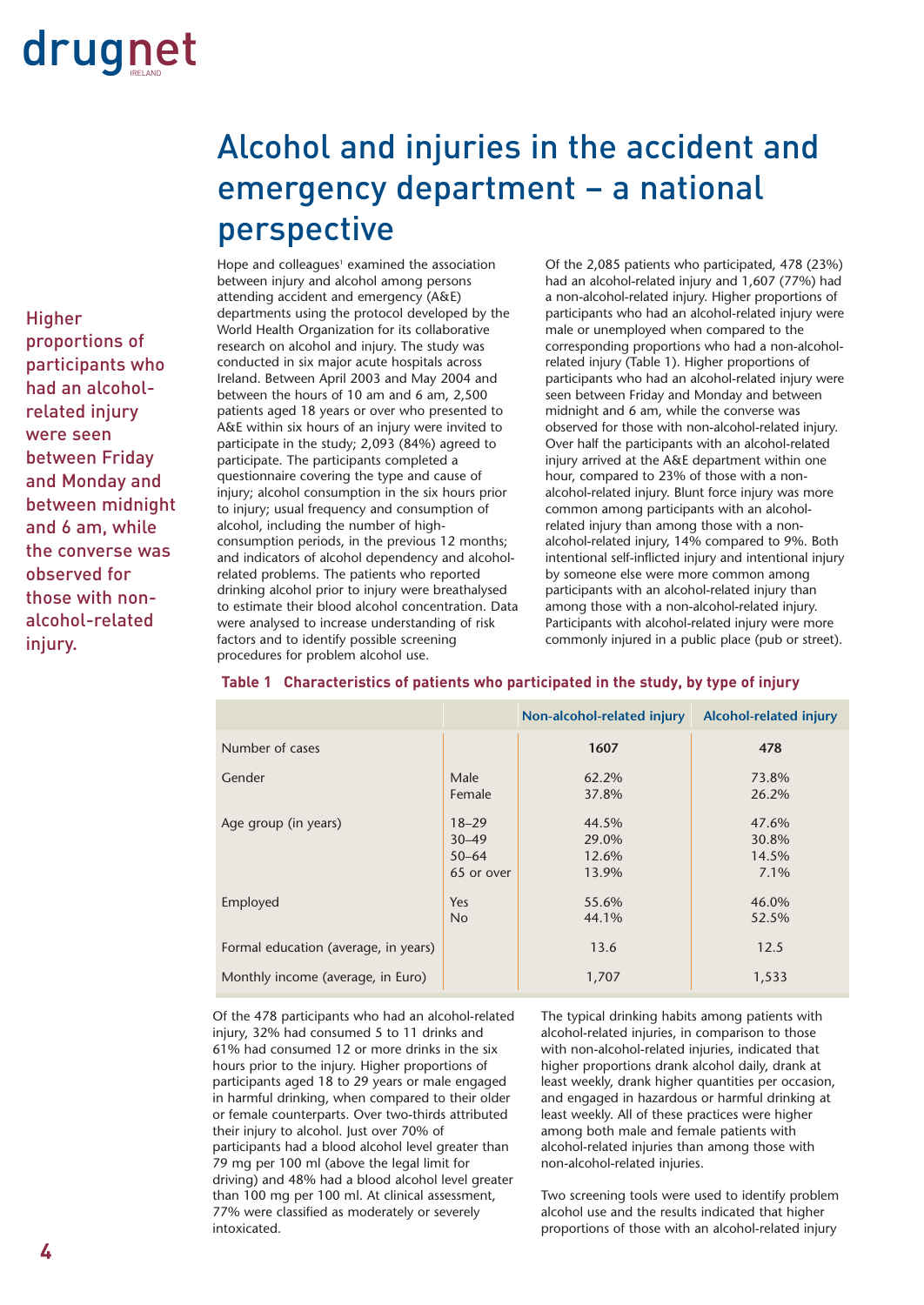# Alcohol and injuries in the accident and emergency department – a national perspective

Higher proportions of participants who had an alcohol-related injury were seen between Friday and Monday and between midnight and 6 am, while the converse was observed for those with non-alcohol-related injury.

Hope and colleagues[1] examined the association between injury and alcohol among persons attending accident and emergency (A&E) departments using the protocol developed by the World Health Organization for its collaborative research on alcohol and injury. The study was conducted in six major acute hospitals across Ireland. Between April 2003 and May 2004 and between the hours of 10 am and 6 am, 2,500 patients aged 18 years or over who presented to A&E within six hours of an injury were invited to participate in the study; 2,093 (84%) agreed to participate. The participants completed a questionnaire covering the type and cause of injury; alcohol consumption in the six hours prior to injury; usual frequency and consumption of alcohol, including the number of high-consumption periods, in the previous 12 months; and indicators of alcohol dependency and alcohol-related problems. The patients who reported drinking alcohol prior to injury were breathalysed to estimate their blood alcohol concentration. Data were analysed to increase understanding of risk factors and to identify possible screening procedures for problem alcohol use.

Of the 2,085 patients who participated, 478 (23%) had an alcohol-related injury and 1,607 (77%) had a non-alcohol-related injury. Higher proportions of participants who had an alcohol-related injury were male or unemployed when compared to the corresponding proportions who had a non-alcohol-related injury (Table 1). Higher proportions of participants who had an alcohol-related injury were seen between Friday and Monday and between midnight and 6 am, while the converse was observed for those with non-alcohol-related injury. Over half the participants with an alcohol-related injury arrived at the A&E department within one hour, compared to 23% of those with a non-alcohol-related injury. Blunt force injury was more common among participants with an alcohol-related injury than among those with a non-alcohol-related injury, 14% compared to 9%. Both intentional self-inflicted injury and intentional injury by someone else were more common among participants with an alcohol-related injury than among those with a non-alcohol-related injury. Participants with alcohol-related injury were more commonly injured in a public place (pub or street).

**Table 1 Characteristics of patients who participated in the study, by type of injury**

| | | Non-alcohol-related injury | Alcohol-related injury |
|---|---|---|---|
| Number of cases | | **1607** | **478** |
| Gender | Male | 62.2% | 73.8% |
| | Female | 37.8% | 26.2% |
| Age group (in years) | 18–29 | 44.5% | 47.6% |
| | 30–49 | 29.0% | 30.8% |
| | 50–64 | 12.6% | 14.5% |
| | 65 or over | 13.9% | 7.1% |
| Employed | Yes | 55.6% | 46.0% |
| | No | 44.1% | 52.5% |
| Formal education (average, in years) | | 13.6 | 12.5 |
| Monthly income (average, in Euro) | | 1,707 | 1,533 |

Of the 478 participants who had an alcohol-related injury, 32% had consumed 5 to 11 drinks and 61% had consumed 12 or more drinks in the six hours prior to the injury. Higher proportions of participants aged 18 to 29 years or male engaged in harmful drinking, when compared to their older or female counterparts. Over two-thirds attributed their injury to alcohol. Just over 70% of participants had a blood alcohol level greater than 79 mg per 100 ml (above the legal limit for driving) and 48% had a blood alcohol level greater than 100 mg per 100 ml. At clinical assessment, 77% were classified as moderately or severely intoxicated.

The typical drinking habits among patients with alcohol-related injuries, in comparison to those with non-alcohol-related injuries, indicated that higher proportions drank alcohol daily, drank at least weekly, drank higher quantities per occasion, and engaged in hazardous or harmful drinking at least weekly. All of these practices were higher among both male and female patients with alcohol-related injuries than among those with non-alcohol-related injuries.

Two screening tools were used to identify problem alcohol use and the results indicated that higher proportions of those with an alcohol-related injury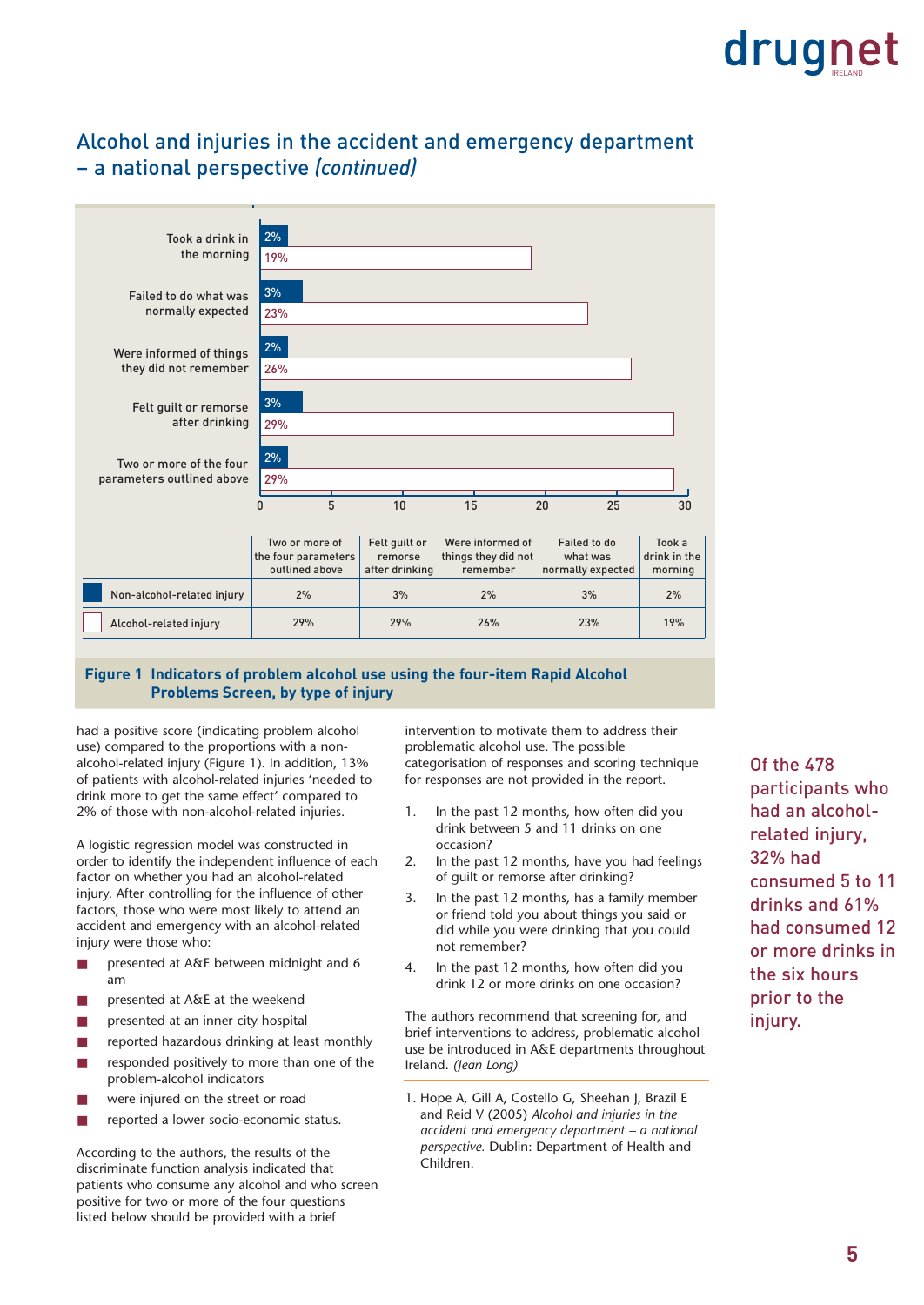## Alcohol and injuries in the accident and emergency department – a national perspective *(continued)*

| | Two or more of the four parameters outlined above | Felt guilt or remorse after drinking | Were informed of things they did not remember | Failed to do what was normally expected | Took a drink in the morning |
|---|---|---|---|---|---|
| Non-alcohol-related injury | 2% | 3% | 2% | 3% | 2% |
| Alcohol-related injury | 29% | 29% | 26% | 23% | 19% |

**Figure 1 Indicators of problem alcohol use using the four-item Rapid Alcohol Problems Screen, by type of injury**

had a positive score (indicating problem alcohol use) compared to the proportions with a non-alcohol-related injury (Figure 1). In addition, 13% of patients with alcohol-related injuries 'needed to drink more to get the same effect' compared to 2% of those with non-alcohol-related injuries.

A logistic regression model was constructed in order to identify the independent influence of each factor on whether you had an alcohol-related injury. After controlling for the influence of other factors, those who were most likely to attend an accident and emergency with an alcohol-related injury were those who:

- presented at A&E between midnight and 6 am
- presented at A&E at the weekend
- presented at an inner city hospital
- reported hazardous drinking at least monthly
- responded positively to more than one of the problem-alcohol indicators
- were injured on the street or road
- reported a lower socio-economic status.

According to the authors, the results of the discriminate function analysis indicated that patients who consume any alcohol and who screen positive for two or more of the four questions listed below should be provided with a brief intervention to motivate them to address their problematic alcohol use. The possible categorisation of responses and scoring technique for responses are not provided in the report.

1. In the past 12 months, how often did you drink between 5 and 11 drinks on one occasion?
2. In the past 12 months, have you had feelings of guilt or remorse after drinking?
3. In the past 12 months, has a family member or friend told you about things you said or did while you were drinking that you could not remember?
4. In the past 12 months, how often did you drink 12 or more drinks on one occasion?

The authors recommend that screening for, and brief interventions to address, problematic alcohol use be introduced in A&E departments throughout Ireland. *(Jean Long)*

1. Hope A, Gill A, Costello G, Sheehan J, Brazil E and Reid V (2005) *Alcohol and injuries in the accident and emergency department – a national perspective.* Dublin: Department of Health and Children.

Of the 478 participants who had an alcohol-related injury, 32% had consumed 5 to 11 drinks and 61% had consumed 12 or more drinks in the six hours prior to the injury.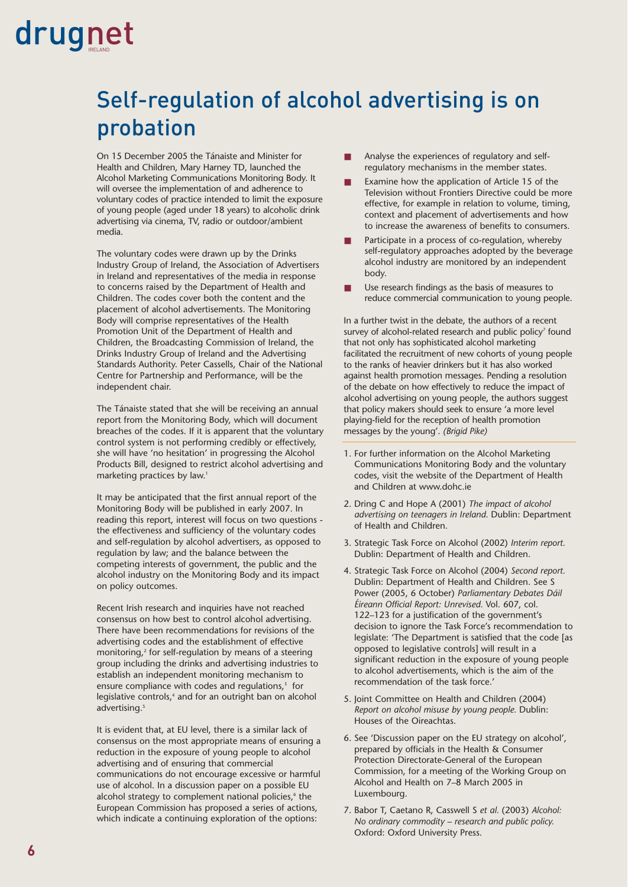# Self-regulation of alcohol advertising is on probation

On 15 December 2005 the Tánaiste and Minister for Health and Children, Mary Harney TD, launched the Alcohol Marketing Communications Monitoring Body. It will oversee the implementation of and adherence to voluntary codes of practice intended to limit the exposure of young people (aged under 18 years) to alcoholic drink advertising via cinema, TV, radio or outdoor/ambient media.

The voluntary codes were drawn up by the Drinks Industry Group of Ireland, the Association of Advertisers in Ireland and representatives of the media in response to concerns raised by the Department of Health and Children. The codes cover both the content and the placement of alcohol advertisements. The Monitoring Body will comprise representatives of the Health Promotion Unit of the Department of Health and Children, the Broadcasting Commission of Ireland, the Drinks Industry Group of Ireland and the Advertising Standards Authority. Peter Cassells, Chair of the National Centre for Partnership and Performance, will be the independent chair.

The Tánaiste stated that she will be receiving an annual report from the Monitoring Body, which will document breaches of the codes. If it is apparent that the voluntary control system is not performing credibly or effectively, she will have 'no hesitation' in progressing the Alcohol Products Bill, designed to restrict alcohol advertising and marketing practices by law.[1]

It may be anticipated that the first annual report of the Monitoring Body will be published in early 2007. In reading this report, interest will focus on two questions - the effectiveness and sufficiency of the voluntary codes and self-regulation by alcohol advertisers, as opposed to regulation by law; and the balance between the competing interests of government, the public and the alcohol industry on the Monitoring Body and its impact on policy outcomes.

Recent Irish research and inquiries have not reached consensus on how best to control alcohol advertising. There have been recommendations for revisions of the advertising codes and the establishment of effective monitoring,[2] for self-regulation by means of a steering group including the drinks and advertising industries to establish an independent monitoring mechanism to ensure compliance with codes and regulations,[3] for legislative controls,[4] and for an outright ban on alcohol advertising.[5]

It is evident that, at EU level, there is a similar lack of consensus on the most appropriate means of ensuring a reduction in the exposure of young people to alcohol advertising and of ensuring that commercial communications do not encourage excessive or harmful use of alcohol. In a discussion paper on a possible EU alcohol strategy to complement national policies,[6] the European Commission has proposed a series of actions, which indicate a continuing exploration of the options:

- Analyse the experiences of regulatory and self-regulatory mechanisms in the member states.
- Examine how the application of Article 15 of the Television without Frontiers Directive could be more effective, for example in relation to volume, timing, context and placement of advertisements and how to increase the awareness of benefits to consumers.
- Participate in a process of co-regulation, whereby self-regulatory approaches adopted by the beverage alcohol industry are monitored by an independent body.
- Use research findings as the basis of measures to reduce commercial communication to young people.

In a further twist in the debate, the authors of a recent survey of alcohol-related research and public policy[7] found that not only has sophisticated alcohol marketing facilitated the recruitment of new cohorts of young people to the ranks of heavier drinkers but it has also worked against health promotion messages. Pending a resolution of the debate on how effectively to reduce the impact of alcohol advertising on young people, the authors suggest that policy makers should seek to ensure 'a more level playing-field for the reception of health promotion messages by the young'. *(Brigid Pike)*

---

1. For further information on the Alcohol Marketing Communications Monitoring Body and the voluntary codes, visit the website of the Department of Health and Children at www.dohc.ie
2. Dring C and Hope A (2001) *The impact of alcohol advertising on teenagers in Ireland.* Dublin: Department of Health and Children.
3. Strategic Task Force on Alcohol (2002) *Interim report.* Dublin: Department of Health and Children.
4. Strategic Task Force on Alcohol (2004) *Second report.* Dublin: Department of Health and Children. See S Power (2005, 6 October) *Parliamentary Debates Dáil Éireann Official Report: Unrevised.* Vol. 607, col. 122–123 for a justification of the government's decision to ignore the Task Force's recommendation to legislate: 'The Department is satisfied that the code [as opposed to legislative controls] will result in a significant reduction in the exposure of young people to alcohol advertisements, which is the aim of the recommendation of the task force.'
5. Joint Committee on Health and Children (2004) *Report on alcohol misuse by young people.* Dublin: Houses of the Oireachtas.
6. See 'Discussion paper on the EU strategy on alcohol', prepared by officials in the Health & Consumer Protection Directorate-General of the European Commission, for a meeting of the Working Group on Alcohol and Health on 7–8 March 2005 in Luxembourg.
7. Babor T, Caetano R, Casswell S *et al.* (2003) *Alcohol: No ordinary commodity – research and public policy.* Oxford: Oxford University Press.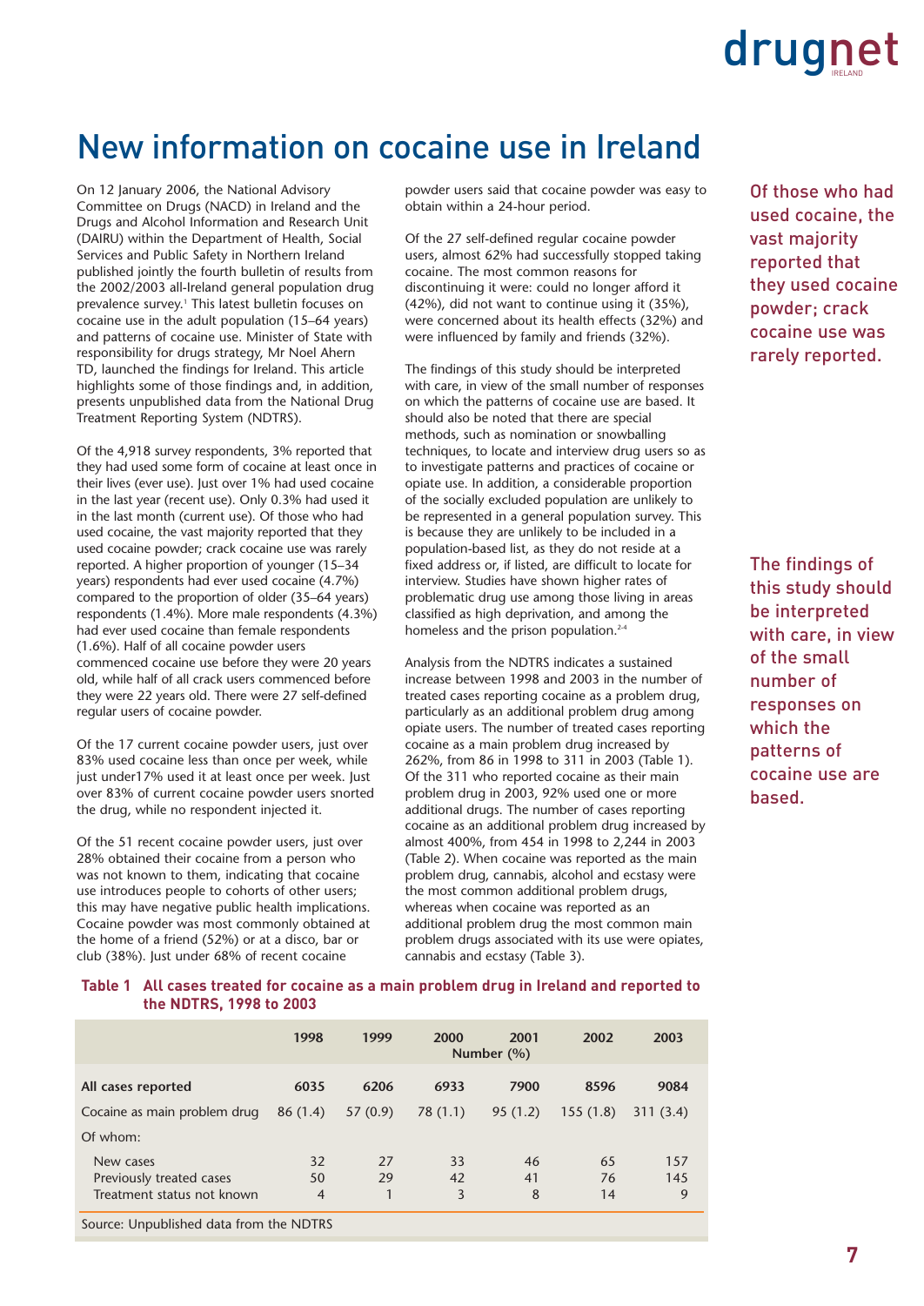# New information on cocaine use in Ireland

On 12 January 2006, the National Advisory Committee on Drugs (NACD) in Ireland and the Drugs and Alcohol Information and Research Unit (DAIRU) within the Department of Health, Social Services and Public Safety in Northern Ireland published jointly the fourth bulletin of results from the 2002/2003 all-Ireland general population drug prevalence survey.[1] This latest bulletin focuses on cocaine use in the adult population (15–64 years) and patterns of cocaine use. Minister of State with responsibility for drugs strategy, Mr Noel Ahern TD, launched the findings for Ireland. This article highlights some of those findings and, in addition, presents unpublished data from the National Drug Treatment Reporting System (NDTRS).

Of the 4,918 survey respondents, 3% reported that they had used some form of cocaine at least once in their lives (ever use). Just over 1% had used cocaine in the last year (recent use). Only 0.3% had used it in the last month (current use). Of those who had used cocaine, the vast majority reported that they used cocaine powder; crack cocaine use was rarely reported. A higher proportion of younger (15–34 years) respondents had ever used cocaine (4.7%) compared to the proportion of older (35–64 years) respondents (1.4%). More male respondents (4.3%) had ever used cocaine than female respondents (1.6%). Half of all cocaine powder users commenced cocaine use before they were 20 years old, while half of all crack users commenced before they were 22 years old. There were 27 self-defined regular users of cocaine powder.

Of the 17 current cocaine powder users, just over 83% used cocaine less than once per week, while just under17% used it at least once per week. Just over 83% of current cocaine powder users snorted the drug, while no respondent injected it.

Of the 51 recent cocaine powder users, just over 28% obtained their cocaine from a person who was not known to them, indicating that cocaine use introduces people to cohorts of other users; this may have negative public health implications. Cocaine powder was most commonly obtained at the home of a friend (52%) or at a disco, bar or club (38%). Just under 68% of recent cocaine powder users said that cocaine powder was easy to obtain within a 24-hour period.

Of the 27 self-defined regular cocaine powder users, almost 62% had successfully stopped taking cocaine. The most common reasons for discontinuing it were: could no longer afford it (42%), did not want to continue using it (35%), were concerned about its health effects (32%) and were influenced by family and friends (32%).

The findings of this study should be interpreted with care, in view of the small number of responses on which the patterns of cocaine use are based. It should also be noted that there are special methods, such as nomination or snowballing techniques, to locate and interview drug users so as to investigate patterns and practices of cocaine or opiate use. In addition, a considerable proportion of the socially excluded population are unlikely to be represented in a general population survey. This is because they are unlikely to be included in a population-based list, as they do not reside at a fixed address or, if listed, are difficult to locate for interview. Studies have shown higher rates of problematic drug use among those living in areas classified as high deprivation, and among the homeless and the prison population.[2-4]

Analysis from the NDTRS indicates a sustained increase between 1998 and 2003 in the number of treated cases reporting cocaine as a problem drug, particularly as an additional problem drug among opiate users. The number of treated cases reporting cocaine as a main problem drug increased by 262%, from 86 in 1998 to 311 in 2003 (Table 1). Of the 311 who reported cocaine as their main problem drug in 2003, 92% used one or more additional drugs. The number of cases reporting cocaine as an additional problem drug increased by almost 400%, from 454 in 1998 to 2,244 in 2003 (Table 2). When cocaine was reported as the main problem drug, cannabis, alcohol and ecstasy were the most common additional problem drugs, whereas when cocaine was reported as an additional problem drug the most common main problem drugs associated with its use were opiates, cannabis and ecstasy (Table 3).

Of those who had used cocaine, the vast majority reported that they used cocaine powder; crack cocaine use was rarely reported.

The findings of this study should be interpreted with care, in view of the small number of responses on which the patterns of cocaine use are based.

**Table 1 All cases treated for cocaine as a main problem drug in Ireland and reported to the NDTRS, 1998 to 2003**

| | 1998 | 1999 | 2000 | 2001 | 2002 | 2003 |
|---|---|---|---|---|---|---|
| | Number (%) | | | | | |
| **All cases reported** | **6035** | **6206** | **6933** | **7900** | **8596** | **9084** |
| Cocaine as main problem drug | 86 (1.4) | 57 (0.9) | 78 (1.1) | 95 (1.2) | 155 (1.8) | 311 (3.4) |
| Of whom: | | | | | | |
| New cases | 32 | 27 | 33 | 46 | 65 | 157 |
| Previously treated cases | 50 | 29 | 42 | 41 | 76 | 145 |
| Treatment status not known | 4 | 1 | 3 | 8 | 14 | 9 |

Source: Unpublished data from the NDTRS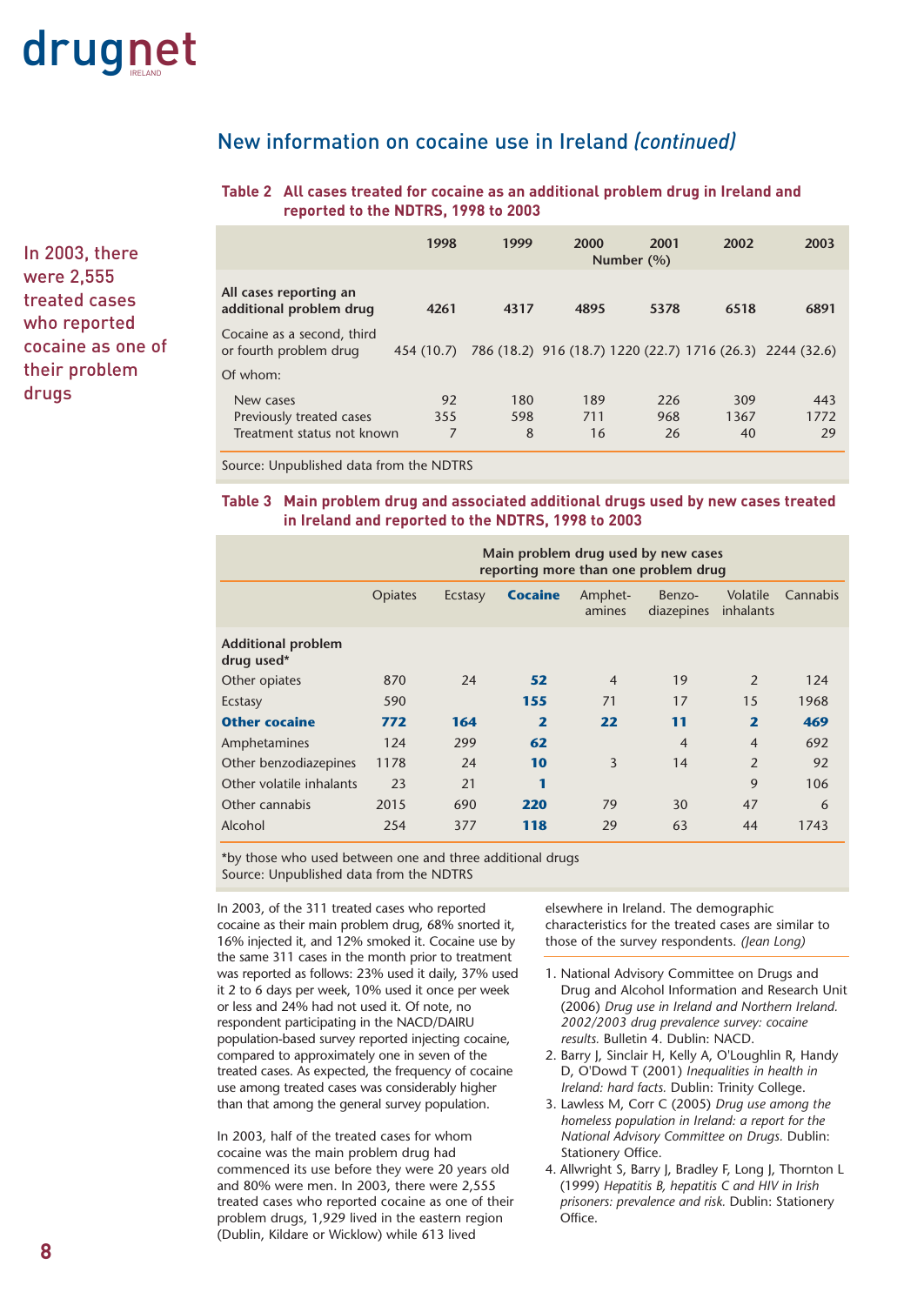## New information on cocaine use in Ireland *(continued)*

**Table 2 All cases treated for cocaine as an additional problem drug in Ireland and reported to the NDTRS, 1998 to 2003**

| | 1998 | 1999 | 2000 | 2001 | 2002 | 2003 |
|---|---|---|---|---|---|---|
| | Number (%) | | | | | |
| **All cases reporting an additional problem drug** | **4261** | **4317** | **4895** | **5378** | **6518** | **6891** |
| Cocaine as a second, third or fourth problem drug | 454 (10.7) | 786 (18.2) | 916 (18.7) | 1220 (22.7) | 1716 (26.3) | 2244 (32.6) |
| Of whom: | | | | | | |
| New cases | 92 | 180 | 189 | 226 | 309 | 443 |
| Previously treated cases | 355 | 598 | 711 | 968 | 1367 | 1772 |
| Treatment status not known | 7 | 8 | 16 | 26 | 40 | 29 |

Source: Unpublished data from the NDTRS

**Table 3 Main problem drug and associated additional drugs used by new cases treated in Ireland and reported to the NDTRS, 1998 to 2003**

| | Main problem drug used by new cases reporting more than one problem drug | | | | | | |
|---|---|---|---|---|---|---|---|
| | Opiates | Ecstasy | **Cocaine** | Amphet-amines | Benzo-diazepines | Volatile inhalants | Cannabis |
| **Additional problem drug used*** | | | | | | | |
| Other opiates | 870 | 24 | **52** | 4 | 19 | 2 | 124 |
| Ecstasy | 590 | | **155** | 71 | 17 | 15 | 1968 |
| **Other cocaine** | **772** | **164** | **2** | **22** | **11** | **2** | **469** |
| Amphetamines | 124 | 299 | **62** | | 4 | 4 | 692 |
| Other benzodiazepines | 1178 | 24 | **10** | 3 | 14 | 2 | 92 |
| Other volatile inhalants | 23 | 21 | **1** | | | 9 | 106 |
| Other cannabis | 2015 | 690 | **220** | 79 | 30 | 47 | 6 |
| Alcohol | 254 | 377 | **118** | 29 | 63 | 44 | 1743 |

*by those who used between one and three additional drugs
Source: Unpublished data from the NDTRS

In 2003, of the 311 treated cases who reported cocaine as their main problem drug, 68% snorted it, 16% injected it, and 12% smoked it. Cocaine use by the same 311 cases in the month prior to treatment was reported as follows: 23% used it daily, 37% used it 2 to 6 days per week, 10% used it once per week or less and 24% had not used it. Of note, no respondent participating in the NACD/DAIRU population-based survey reported injecting cocaine, compared to approximately one in seven of the treated cases. As expected, the frequency of cocaine use among treated cases was considerably higher than that among the general survey population.

In 2003, half of the treated cases for whom cocaine was the main problem drug had commenced its use before they were 20 years old and 80% were men. In 2003, there were 2,555 treated cases who reported cocaine as one of their problem drugs, 1,929 lived in the eastern region (Dublin, Kildare or Wicklow) while 613 lived elsewhere in Ireland. The demographic characteristics for the treated cases are similar to those of the survey respondents. *(Jean Long)*

In 2003, there were 2,555 treated cases who reported cocaine as one of their problem drugs

1. National Advisory Committee on Drugs and Drug and Alcohol Information and Research Unit (2006) *Drug use in Ireland and Northern Ireland. 2002/2003 drug prevalence survey: cocaine results.* Bulletin 4. Dublin: NACD.
2. Barry J, Sinclair H, Kelly A, O'Loughlin R, Handy D, O'Dowd T (2001) *Inequalities in health in Ireland: hard facts.* Dublin: Trinity College.
3. Lawless M, Corr C (2005) *Drug use among the homeless population in Ireland: a report for the National Advisory Committee on Drugs.* Dublin: Stationery Office.
4. Allwright S, Barry J, Bradley F, Long J, Thornton L (1999) *Hepatitis B, hepatitis C and HIV in Irish prisoners: prevalence and risk.* Dublin: Stationery Office.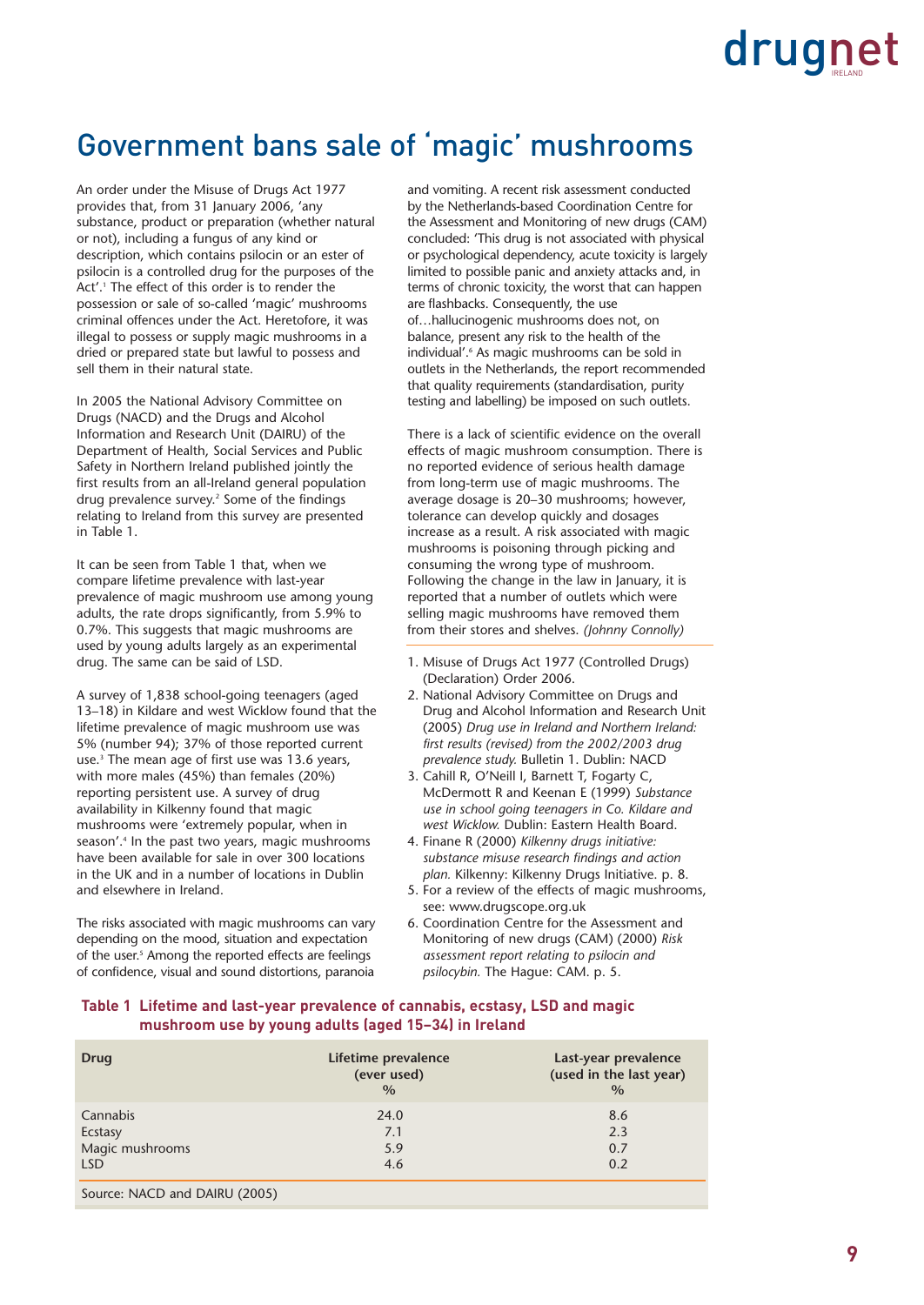# Government bans sale of 'magic' mushrooms

An order under the Misuse of Drugs Act 1977 provides that, from 31 January 2006, 'any substance, product or preparation (whether natural or not), including a fungus of any kind or description, which contains psilocin or an ester of psilocin is a controlled drug for the purposes of the Act'.[1] The effect of this order is to render the possession or sale of so-called 'magic' mushrooms criminal offences under the Act. Heretofore, it was illegal to possess or supply magic mushrooms in a dried or prepared state but lawful to possess and sell them in their natural state.

In 2005 the National Advisory Committee on Drugs (NACD) and the Drugs and Alcohol Information and Research Unit (DAIRU) of the Department of Health, Social Services and Public Safety in Northern Ireland published jointly the first results from an all-Ireland general population drug prevalence survey.[2] Some of the findings relating to Ireland from this survey are presented in Table 1.

It can be seen from Table 1 that, when we compare lifetime prevalence with last-year prevalence of magic mushroom use among young adults, the rate drops significantly, from 5.9% to 0.7%. This suggests that magic mushrooms are used by young adults largely as an experimental drug. The same can be said of LSD.

A survey of 1,838 school-going teenagers (aged 13–18) in Kildare and west Wicklow found that the lifetime prevalence of magic mushroom use was 5% (number 94); 37% of those reported current use.[3] The mean age of first use was 13.6 years, with more males (45%) than females (20%) reporting persistent use. A survey of drug availability in Kilkenny found that magic mushrooms were 'extremely popular, when in season'.[4] In the past two years, magic mushrooms have been available for sale in over 300 locations in the UK and in a number of locations in Dublin and elsewhere in Ireland.

The risks associated with magic mushrooms can vary depending on the mood, situation and expectation of the user.[5] Among the reported effects are feelings of confidence, visual and sound distortions, paranoia and vomiting. A recent risk assessment conducted by the Netherlands-based Coordination Centre for the Assessment and Monitoring of new drugs (CAM) concluded: 'This drug is not associated with physical or psychological dependency, acute toxicity is largely limited to possible panic and anxiety attacks and, in terms of chronic toxicity, the worst that can happen are flashbacks. Consequently, the use of…hallucinogenic mushrooms does not, on balance, present any risk to the health of the individual'.[6] As magic mushrooms can be sold in outlets in the Netherlands, the report recommended that quality requirements (standardisation, purity testing and labelling) be imposed on such outlets.

There is a lack of scientific evidence on the overall effects of magic mushroom consumption. There is no reported evidence of serious health damage from long-term use of magic mushrooms. The average dosage is 20–30 mushrooms; however, tolerance can develop quickly and dosages increase as a result. A risk associated with magic mushrooms is poisoning through picking and consuming the wrong type of mushroom. Following the change in the law in January, it is reported that a number of outlets which were selling magic mushrooms have removed them from their stores and shelves. *(Johnny Connolly)*

1. Misuse of Drugs Act 1977 (Controlled Drugs) (Declaration) Order 2006.
2. National Advisory Committee on Drugs and Drug and Alcohol Information and Research Unit (2005) *Drug use in Ireland and Northern Ireland: first results (revised) from the 2002/2003 drug prevalence study.* Bulletin 1. Dublin: NACD
3. Cahill R, O'Neill I, Barnett T, Fogarty C, McDermott R and Keenan E (1999) *Substance use in school going teenagers in Co. Kildare and west Wicklow.* Dublin: Eastern Health Board.
4. Finane R (2000) *Kilkenny drugs initiative: substance misuse research findings and action plan.* Kilkenny: Kilkenny Drugs Initiative. p. 8.
5. For a review of the effects of magic mushrooms, see: www.drugscope.org.uk
6. Coordination Centre for the Assessment and Monitoring of new drugs (CAM) (2000) *Risk assessment report relating to psilocin and psilocybin.* The Hague: CAM. p. 5.

**Table 1 Lifetime and last-year prevalence of cannabis, ecstasy, LSD and magic mushroom use by young adults (aged 15–34) in Ireland**

| Drug | Lifetime prevalence (ever used) % | Last-year prevalence (used in the last year) % |
|---|---|---|
| Cannabis | 24.0 | 8.6 |
| Ecstasy | 7.1 | 2.3 |
| Magic mushrooms | 5.9 | 0.7 |
| LSD | 4.6 | 0.2 |

Source: NACD and DAIRU (2005)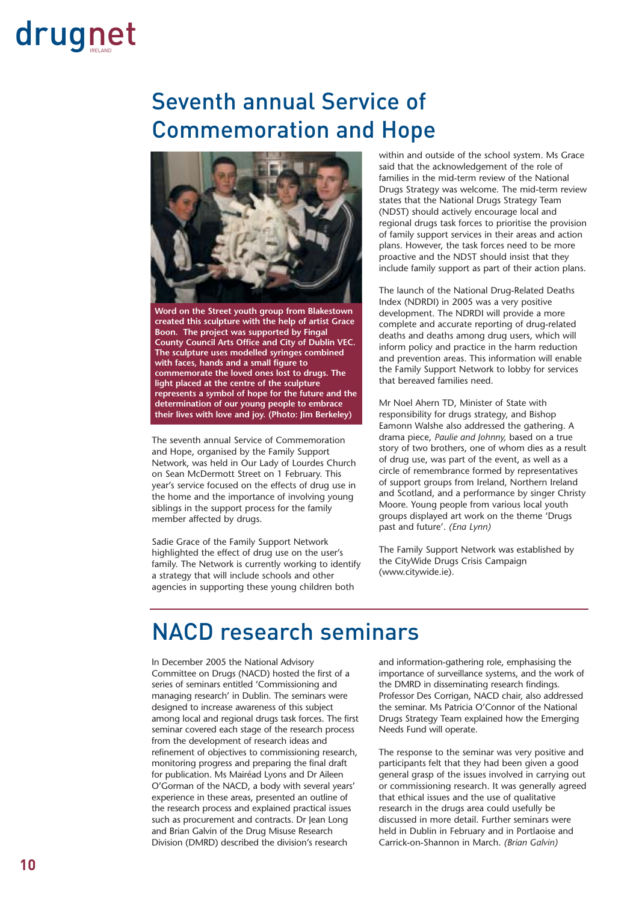# Seventh annual Service of Commemoration and Hope

**Word on the Street youth group from Blakestown created this sculpture with the help of artist Grace Boon. The project was supported by Fingal County Council Arts Office and City of Dublin VEC. The sculpture uses modelled syringes combined with faces, hands and a small figure to commemorate the loved ones lost to drugs. The light placed at the centre of the sculpture represents a symbol of hope for the future and the determination of our young people to embrace their lives with love and joy. (Photo: Jim Berkeley)**

The seventh annual Service of Commemoration and Hope, organised by the Family Support Network, was held in Our Lady of Lourdes Church on Sean McDermott Street on 1 February. This year's service focused on the effects of drug use in the home and the importance of involving young siblings in the support process for the family member affected by drugs.

Sadie Grace of the Family Support Network highlighted the effect of drug use on the user's family. The Network is currently working to identify a strategy that will include schools and other agencies in supporting these young children both within and outside of the school system. Ms Grace said that the acknowledgement of the role of families in the mid-term review of the National Drugs Strategy was welcome. The mid-term review states that the National Drugs Strategy Team (NDST) should actively encourage local and regional drugs task forces to prioritise the provision of family support services in their areas and action plans. However, the task forces need to be more proactive and the NDST should insist that they include family support as part of their action plans.

The launch of the National Drug-Related Deaths Index (NDRDI) in 2005 was a very positive development. The NDRDI will provide a more complete and accurate reporting of drug-related deaths and deaths among drug users, which will inform policy and practice in the harm reduction and prevention areas. This information will enable the Family Support Network to lobby for services that bereaved families need.

Mr Noel Ahern TD, Minister of State with responsibility for drugs strategy, and Bishop Eamonn Walshe also addressed the gathering. A drama piece, *Paulie and Johnny,* based on a true story of two brothers, one of whom dies as a result of drug use, was part of the event, as well as a circle of remembrance formed by representatives of support groups from Ireland, Northern Ireland and Scotland, and a performance by singer Christy Moore. Young people from various local youth groups displayed art work on the theme 'Drugs past and future'. *(Ena Lynn)*

The Family Support Network was established by the CityWide Drugs Crisis Campaign (www.citywide.ie).

# NACD research seminars

In December 2005 the National Advisory Committee on Drugs (NACD) hosted the first of a series of seminars entitled 'Commissioning and managing research' in Dublin. The seminars were designed to increase awareness of this subject among local and regional drugs task forces. The first seminar covered each stage of the research process from the development of research ideas and refinement of objectives to commissioning research, monitoring progress and preparing the final draft for publication. Ms Mairéad Lyons and Dr Aileen O'Gorman of the NACD, a body with several years' experience in these areas, presented an outline of the research process and explained practical issues such as procurement and contracts. Dr Jean Long and Brian Galvin of the Drug Misuse Research Division (DMRD) described the division's research and information-gathering role, emphasising the importance of surveillance systems, and the work of the DMRD in disseminating research findings. Professor Des Corrigan, NACD chair, also addressed the seminar. Ms Patricia O'Connor of the National Drugs Strategy Team explained how the Emerging Needs Fund will operate.

The response to the seminar was very positive and participants felt that they had been given a good general grasp of the issues involved in carrying out or commissioning research. It was generally agreed that ethical issues and the use of qualitative research in the drugs area could usefully be discussed in more detail. Further seminars were held in Dublin in February and in Portlaoise and Carrick-on-Shannon in March. *(Brian Galvin)*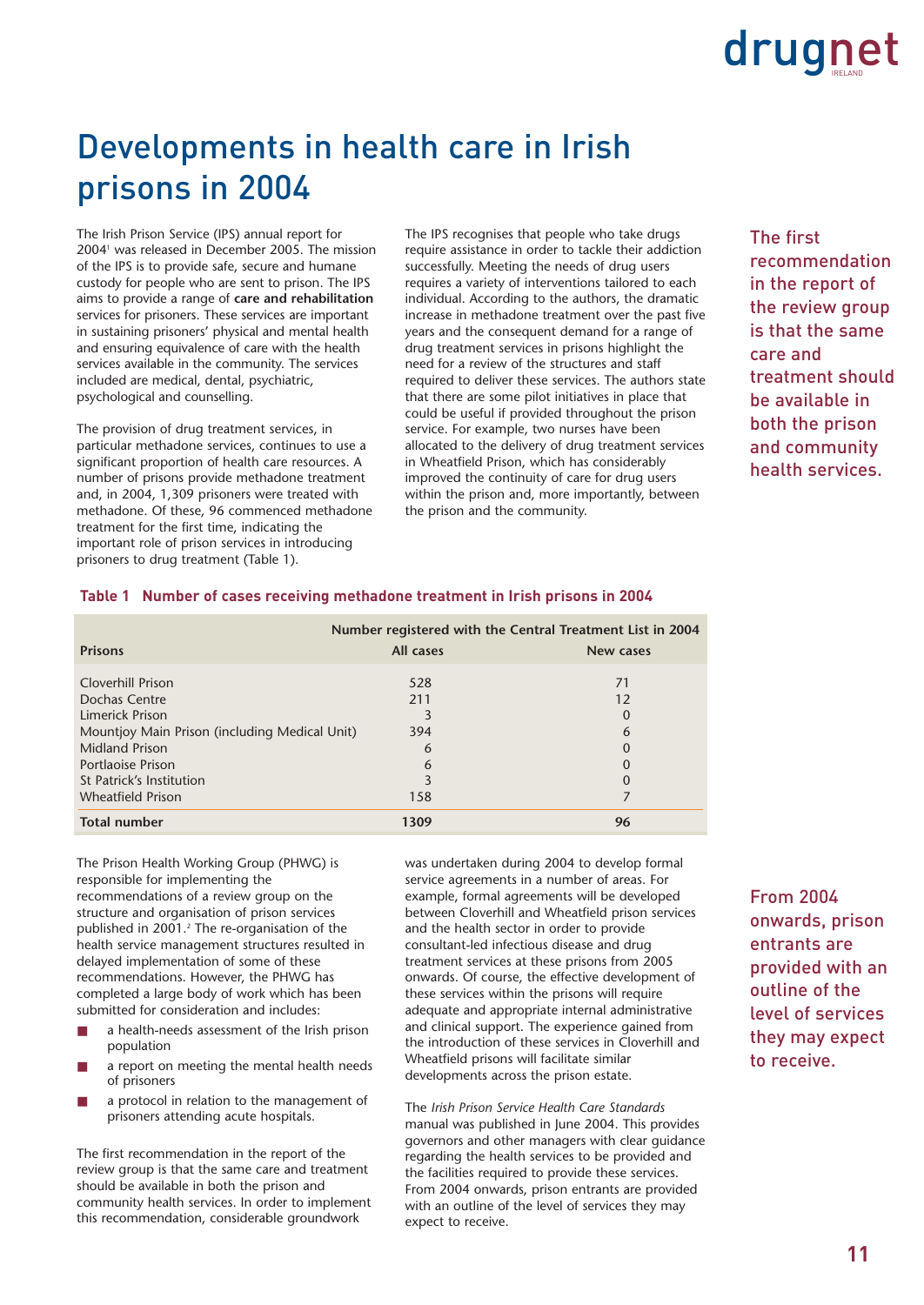# Developments in health care in Irish prisons in 2004

The Irish Prison Service (IPS) annual report for 2004[1] was released in December 2005. The mission of the IPS is to provide safe, secure and humane custody for people who are sent to prison. The IPS aims to provide a range of **care and rehabilitation** services for prisoners. These services are important in sustaining prisoners' physical and mental health and ensuring equivalence of care with the health services available in the community. The services included are medical, dental, psychiatric, psychological and counselling.

The provision of drug treatment services, in particular methadone services, continues to use a significant proportion of health care resources. A number of prisons provide methadone treatment and, in 2004, 1,309 prisoners were treated with methadone. Of these, 96 commenced methadone treatment for the first time, indicating the important role of prison services in introducing prisoners to drug treatment (Table 1).

The IPS recognises that people who take drugs require assistance in order to tackle their addiction successfully. Meeting the needs of drug users requires a variety of interventions tailored to each individual. According to the authors, the dramatic increase in methadone treatment over the past five years and the consequent demand for a range of drug treatment services in prisons highlight the need for a review of the structures and staff required to deliver these services. The authors state that there are some pilot initiatives in place that could be useful if provided throughout the prison service. For example, two nurses have been allocated to the delivery of drug treatment services in Wheatfield Prison, which has considerably improved the continuity of care for drug users within the prison and, more importantly, between the prison and the community.

The first recommendation in the report of the review group is that the same care and treatment should be available in both the prison and community health services.

**Table 1 Number of cases receiving methadone treatment in Irish prisons in 2004**

| | Number registered with the Central Treatment List in 2004 | |
|---|---|---|
| **Prisons** | **All cases** | **New cases** |
| Cloverhill Prison | 528 | 71 |
| Dochas Centre | 211 | 12 |
| Limerick Prison | 3 | 0 |
| Mountjoy Main Prison (including Medical Unit) | 394 | 6 |
| Midland Prison | 6 | 0 |
| Portlaoise Prison | 6 | 0 |
| St Patrick's Institution | 3 | 0 |
| Wheatfield Prison | 158 | 7 |
| **Total number** | **1309** | **96** |

The Prison Health Working Group (PHWG) is responsible for implementing the recommendations of a review group on the structure and organisation of prison services published in 2001.[2] The re-organisation of the health service management structures resulted in delayed implementation of some of these recommendations. However, the PHWG has completed a large body of work which has been submitted for consideration and includes:

- a health-needs assessment of the Irish prison population
- a report on meeting the mental health needs of prisoners
- a protocol in relation to the management of prisoners attending acute hospitals.

The first recommendation in the report of the review group is that the same care and treatment should be available in both the prison and community health services. In order to implement this recommendation, considerable groundwork was undertaken during 2004 to develop formal service agreements in a number of areas. For example, formal agreements will be developed between Cloverhill and Wheatfield prison services and the health sector in order to provide consultant-led infectious disease and drug treatment services at these prisons from 2005 onwards. Of course, the effective development of these services within the prisons will require adequate and appropriate internal administrative and clinical support. The experience gained from the introduction of these services in Cloverhill and Wheatfield prisons will facilitate similar developments across the prison estate.

The *Irish Prison Service Health Care Standards* manual was published in June 2004. This provides governors and other managers with clear guidance regarding the health services to be provided and the facilities required to provide these services. From 2004 onwards, prison entrants are provided with an outline of the level of services they may expect to receive.

From 2004 onwards, prison entrants are provided with an outline of the level of services they may expect to receive.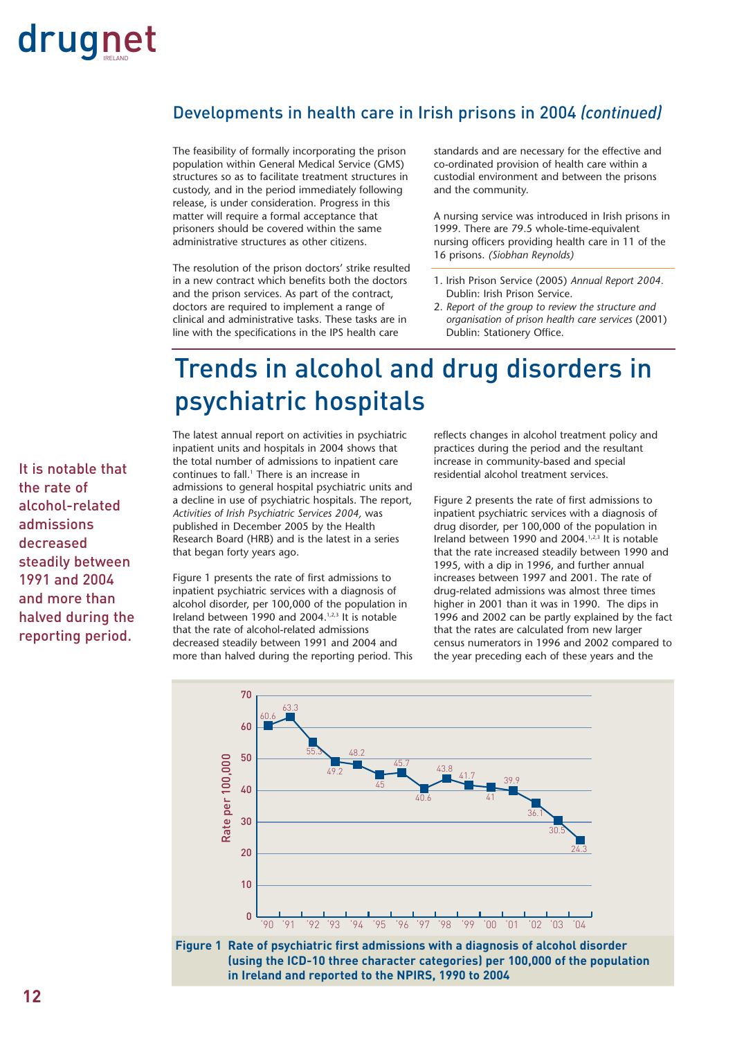## Developments in health care in Irish prisons in 2004 *(continued)*

The feasibility of formally incorporating the prison population within General Medical Service (GMS) structures so as to facilitate treatment structures in custody, and in the period immediately following release, is under consideration. Progress in this matter will require a formal acceptance that prisoners should be covered within the same administrative structures as other citizens.

The resolution of the prison doctors' strike resulted in a new contract which benefits both the doctors and the prison services. As part of the contract, doctors are required to implement a range of clinical and administrative tasks. These tasks are in line with the specifications in the IPS health care standards and are necessary for the effective and co-ordinated provision of health care within a custodial environment and between the prisons and the community.

A nursing service was introduced in Irish prisons in 1999. There are 79.5 whole-time-equivalent nursing officers providing health care in 11 of the 16 prisons. *(Siobhan Reynolds)*

1. Irish Prison Service (2005) *Annual Report 2004.* Dublin: Irish Prison Service.
2. *Report of the group to review the structure and organisation of prison health care services* (2001) Dublin: Stationery Office.

# Trends in alcohol and drug disorders in psychiatric hospitals

It is notable that the rate of alcohol-related admissions decreased steadily between 1991 and 2004 and more than halved during the reporting period.

The latest annual report on activities in psychiatric inpatient units and hospitals in 2004 shows that the total number of admissions to inpatient care continues to fall.[1] There is an increase in admissions to general hospital psychiatric units and a decline in use of psychiatric hospitals. The report, *Activities of Irish Psychiatric Services 2004,* was published in December 2005 by the Health Research Board (HRB) and is the latest in a series that began forty years ago.

Figure 1 presents the rate of first admissions to inpatient psychiatric services with a diagnosis of alcohol disorder, per 100,000 of the population in Ireland between 1990 and 2004.[1,2,3] It is notable that the rate of alcohol-related admissions decreased steadily between 1991 and 2004 and more than halved during the reporting period. This reflects changes in alcohol treatment policy and practices during the period and the resultant increase in community-based and special residential alcohol treatment services.

Figure 2 presents the rate of first admissions to inpatient psychiatric services with a diagnosis of drug disorder, per 100,000 of the population in Ireland between 1990 and 2004.[1,2,3] It is notable that the rate increased steadily between 1990 and 1995, with a dip in 1996, and further annual increases between 1997 and 2001. The rate of drug-related admissions was almost three times higher in 2001 than it was in 1990. The dips in 1996 and 2002 can be partly explained by the fact that the rates are calculated from new larger census numerators in 1996 and 2002 compared to the year preceding each of these years and the

| Year | Rate per 100,000 |
|---|---|
| '90 | 60.6 |
| '91 | 63.3 |
| '92 | 55.3 |
| '93 | 49.2 |
| '94 | 48.2 |
| '95 | 45 |
| '96 | 45.7 |
| '97 | 40.6 |
| '98 | 43.8 |
| '99 | 41.7 |
| '00 | 41 |
| '01 | 39.9 |
| '02 | 36.1 |
| '03 | 30.5 |
| '04 | 24.3 |

**Figure 1 Rate of psychiatric first admissions with a diagnosis of alcohol disorder (using the ICD-10 three character categories) per 100,000 of the population in Ireland and reported to the NPIRS, 1990 to 2004**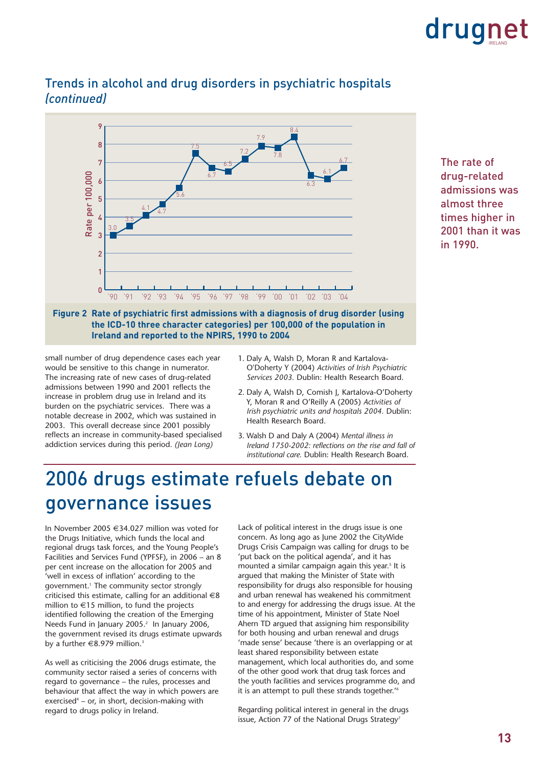## Trends in alcohol and drug disorders in psychiatric hospitals *(continued)*

| Year | '90 | '91 | '92 | '93 | '94 | '95 | '96 | '97 | '98 | '99 | '00 | '01 | '02 | '03 | '04 |
|---|---|---|---|---|---|---|---|---|---|---|---|---|---|---|---|
| Rate per 100,000 | 3.0 | 3.5 | 4.1 | 4.7 | 5.6 | 7.5 | 6.7 | 6.5 | 7.2 | 7.9 | 7.8 | 8.4 | 6.3 | 6.1 | 6.7 |

**Figure 2 Rate of psychiatric first admissions with a diagnosis of drug disorder (using the ICD-10 three character categories) per 100,000 of the population in Ireland and reported to the NPIRS, 1990 to 2004**

The rate of drug-related admissions was almost three times higher in 2001 than it was in 1990.

small number of drug dependence cases each year would be sensitive to this change in numerator. The increasing rate of new cases of drug-related admissions between 1990 and 2001 reflects the increase in problem drug use in Ireland and its burden on the psychiatric services. There was a notable decrease in 2002, which was sustained in 2003. This overall decrease since 2001 possibly reflects an increase in community-based specialised addiction services during this period. *(Jean Long)*

1. Daly A, Walsh D, Moran R and Kartalova-O'Doherty Y (2004) *Activities of Irish Psychiatric Services 2003.* Dublin: Health Research Board.
2. Daly A, Walsh D, Comish J, Kartalova-O'Doherty Y, Moran R and O'Reilly A (2005) *Activities of Irish psychiatric units and hospitals 2004.* Dublin: Health Research Board.
3. Walsh D and Daly A (2004) *Mental illness in Ireland 1750-2002: reflections on the rise and fall of institutional care.* Dublin: Health Research Board.

# 2006 drugs estimate refuels debate on governance issues

In November 2005 €34.027 million was voted for the Drugs Initiative, which funds the local and regional drugs task forces, and the Young People's Facilities and Services Fund (YPFSF), in 2006 – an 8 per cent increase on the allocation for 2005 and 'well in excess of inflation' according to the government.[1] The community sector strongly criticised this estimate, calling for an additional €8 million to €15 million, to fund the projects identified following the creation of the Emerging Needs Fund in January 2005.[2] In January 2006, the government revised its drugs estimate upwards by a further €8.979 million.[3]

As well as criticising the 2006 drugs estimate, the community sector raised a series of concerns with regard to governance – the rules, processes and behaviour that affect the way in which powers are exercised[4] – or, in short, decision-making with regard to drugs policy in Ireland.

Lack of political interest in the drugs issue is one concern. As long ago as June 2002 the CityWide Drugs Crisis Campaign was calling for drugs to be 'put back on the political agenda', and it has mounted a similar campaign again this year.[5] It is argued that making the Minister of State with responsibility for drugs also responsible for housing and urban renewal has weakened his commitment to and energy for addressing the drugs issue. At the time of his appointment, Minister of State Noel Ahern TD argued that assigning him responsibility for both housing and urban renewal and drugs 'made sense' because 'there is an overlapping or at least shared responsibility between estate management, which local authorities do, and some of the other good work that drug task forces and the youth facilities and services programme do, and it is an attempt to pull these strands together.'[6]

Regarding political interest in general in the drugs issue, Action 77 of the National Drugs Strategy[7]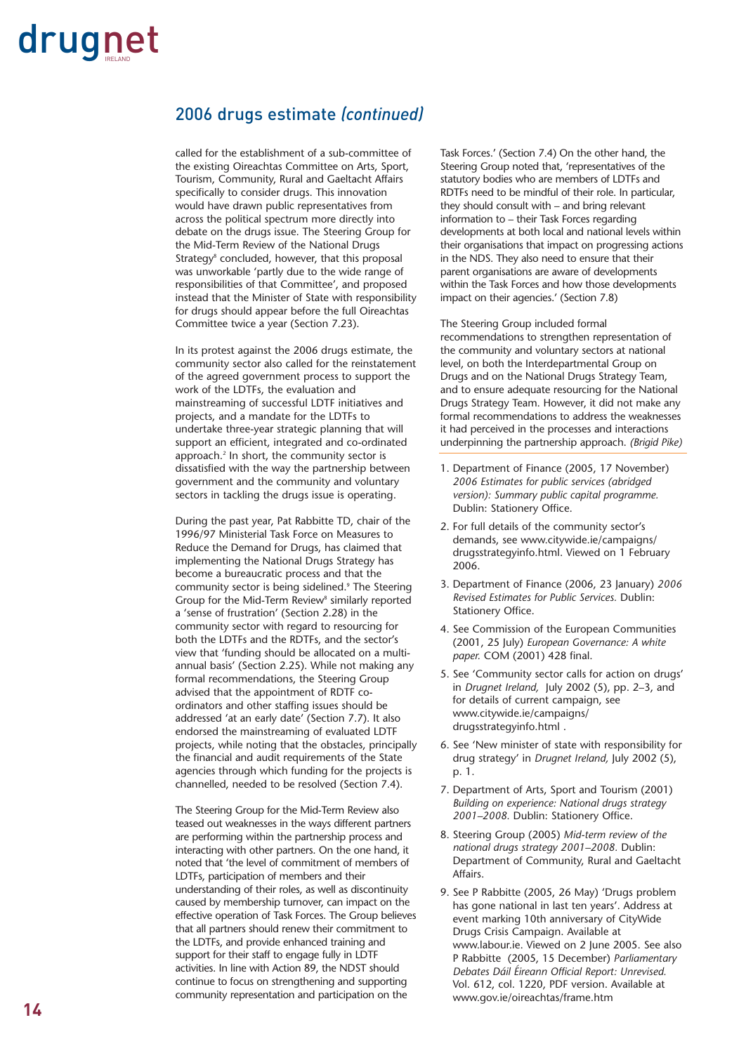## 2006 drugs estimate *(continued)*

called for the establishment of a sub-committee of the existing Oireachtas Committee on Arts, Sport, Tourism, Community, Rural and Gaeltacht Affairs specifically to consider drugs. This innovation would have drawn public representatives from across the political spectrum more directly into debate on the drugs issue. The Steering Group for the Mid-Term Review of the National Drugs Strategy[8] concluded, however, that this proposal was unworkable 'partly due to the wide range of responsibilities of that Committee', and proposed instead that the Minister of State with responsibility for drugs should appear before the full Oireachtas Committee twice a year (Section 7.23).

In its protest against the 2006 drugs estimate, the community sector also called for the reinstatement of the agreed government process to support the work of the LDTFs, the evaluation and mainstreaming of successful LDTF initiatives and projects, and a mandate for the LDTFs to undertake three-year strategic planning that will support an efficient, integrated and co-ordinated approach.[2] In short, the community sector is dissatisfied with the way the partnership between government and the community and voluntary sectors in tackling the drugs issue is operating.

During the past year, Pat Rabbitte TD, chair of the 1996/97 Ministerial Task Force on Measures to Reduce the Demand for Drugs, has claimed that implementing the National Drugs Strategy has become a bureaucratic process and that the community sector is being sidelined.[9] The Steering Group for the Mid-Term Review[8] similarly reported a 'sense of frustration' (Section 2.28) in the community sector with regard to resourcing for both the LDTFs and the RDTFs, and the sector's view that 'funding should be allocated on a multi-annual basis' (Section 2.25). While not making any formal recommendations, the Steering Group advised that the appointment of RDTF co-ordinators and other staffing issues should be addressed 'at an early date' (Section 7.7). It also endorsed the mainstreaming of evaluated LDTF projects, while noting that the obstacles, principally the financial and audit requirements of the State agencies through which funding for the projects is channelled, needed to be resolved (Section 7.4).

The Steering Group for the Mid-Term Review also teased out weaknesses in the ways different partners are performing within the partnership process and interacting with other partners. On the one hand, it noted that 'the level of commitment of members of LDTFs, participation of members and their understanding of their roles, as well as discontinuity caused by membership turnover, can impact on the effective operation of Task Forces. The Group believes that all partners should renew their commitment to the LDTFs, and provide enhanced training and support for their staff to engage fully in LDTF activities. In line with Action 89, the NDST should continue to focus on strengthening and supporting community representation and participation on the Task Forces.' (Section 7.4) On the other hand, the Steering Group noted that, 'representatives of the statutory bodies who are members of LDTFs and RDTFs need to be mindful of their role. In particular, they should consult with – and bring relevant information to – their Task Forces regarding developments at both local and national levels within their organisations that impact on progressing actions in the NDS. They also need to ensure that their parent organisations are aware of developments within the Task Forces and how those developments impact on their agencies.' (Section 7.8)

The Steering Group included formal recommendations to strengthen representation of the community and voluntary sectors at national level, on both the Interdepartmental Group on Drugs and on the National Drugs Strategy Team, and to ensure adequate resourcing for the National Drugs Strategy Team. However, it did not make any formal recommendations to address the weaknesses it had perceived in the processes and interactions underpinning the partnership approach. *(Brigid Pike)*

1. Department of Finance (2005, 17 November) *2006 Estimates for public services (abridged version): Summary public capital programme.* Dublin: Stationery Office.
2. For full details of the community sector's demands, see www.citywide.ie/campaigns/drugsstrategyinfo.html. Viewed on 1 February 2006.
3. Department of Finance (2006, 23 January) *2006 Revised Estimates for Public Services.* Dublin: Stationery Office.
4. See Commission of the European Communities (2001, 25 July) *European Governance: A white paper.* COM (2001) 428 final.
5. See 'Community sector calls for action on drugs' in *Drugnet Ireland,* July 2002 (5), pp. 2–3, and for details of current campaign, see www.citywide.ie/campaigns/drugsstrategyinfo.html .
6. See 'New minister of state with responsibility for drug strategy' in *Drugnet Ireland,* July 2002 (5), p. 1.
7. Department of Arts, Sport and Tourism (2001) *Building on experience: National drugs strategy 2001–2008.* Dublin: Stationery Office.
8. Steering Group (2005) *Mid-term review of the national drugs strategy 2001–2008.* Dublin: Department of Community, Rural and Gaeltacht Affairs.
9. See P Rabbitte (2005, 26 May) 'Drugs problem has gone national in last ten years'. Address at event marking 10th anniversary of CityWide Drugs Crisis Campaign. Available at www.labour.ie. Viewed on 2 June 2005. See also P Rabbitte (2005, 15 December) *Parliamentary Debates Dáil Éireann Official Report: Unrevised.* Vol. 612, col. 1220, PDF version. Available at www.gov.ie/oireachtas/frame.htm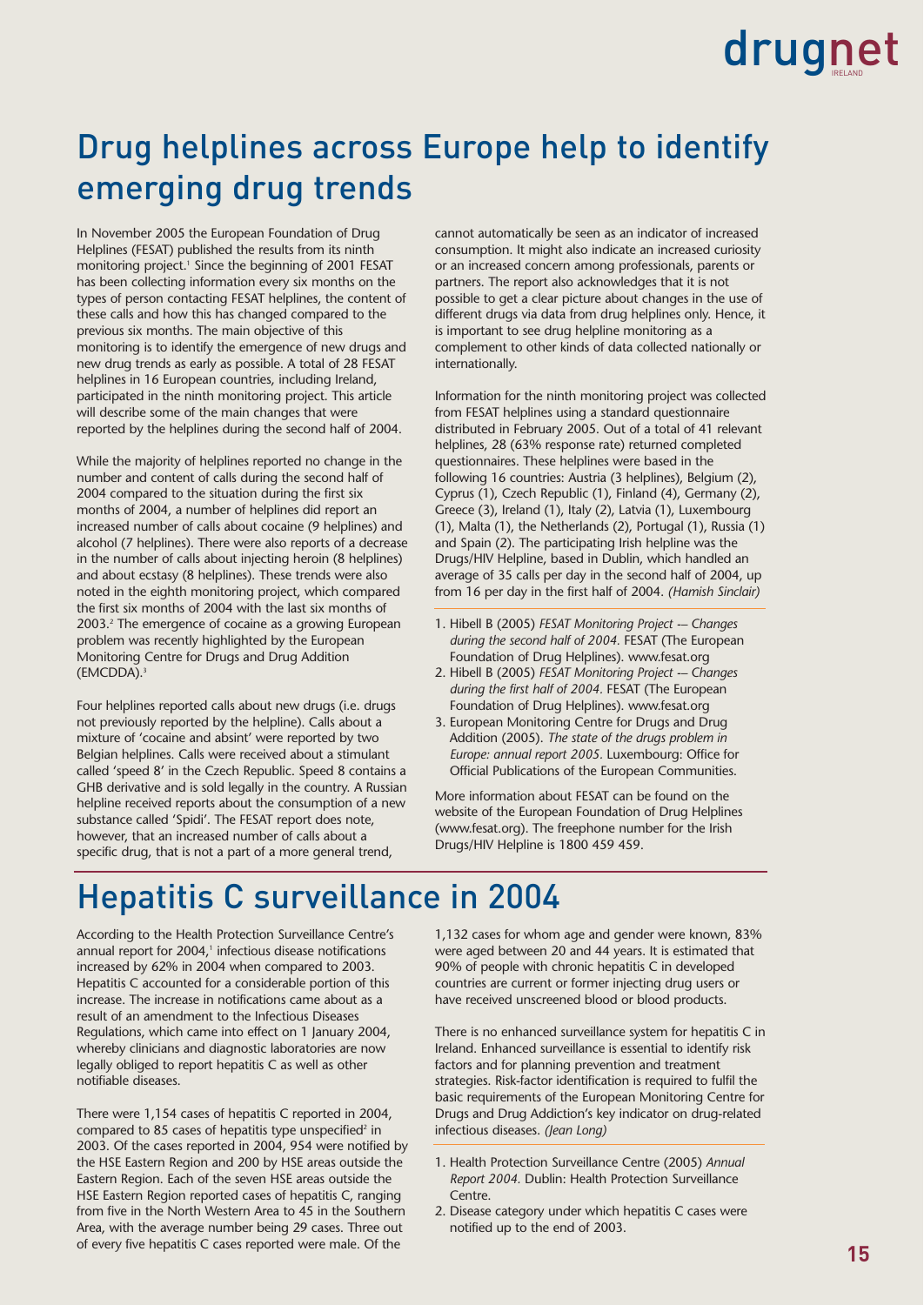# Drug helplines across Europe help to identify emerging drug trends

In November 2005 the European Foundation of Drug Helplines (FESAT) published the results from its ninth monitoring project.[1] Since the beginning of 2001 FESAT has been collecting information every six months on the types of person contacting FESAT helplines, the content of these calls and how this has changed compared to the previous six months. The main objective of this monitoring is to identify the emergence of new drugs and new drug trends as early as possible. A total of 28 FESAT helplines in 16 European countries, including Ireland, participated in the ninth monitoring project. This article will describe some of the main changes that were reported by the helplines during the second half of 2004.

While the majority of helplines reported no change in the number and content of calls during the second half of 2004 compared to the situation during the first six months of 2004, a number of helplines did report an increased number of calls about cocaine (9 helplines) and alcohol (7 helplines). There were also reports of a decrease in the number of calls about injecting heroin (8 helplines) and about ecstasy (8 helplines). These trends were also noted in the eighth monitoring project, which compared the first six months of 2004 with the last six months of 2003.[2] The emergence of cocaine as a growing European problem was recently highlighted by the European Monitoring Centre for Drugs and Drug Addiction (EMCDDA).[3]

Four helplines reported calls about new drugs (i.e. drugs not previously reported by the helpline). Calls about a mixture of 'cocaine and absint' were reported by two Belgian helplines. Calls were received about a stimulant called 'speed 8' in the Czech Republic. Speed 8 contains a GHB derivative and is sold legally in the country. A Russian helpline received reports about the consumption of a new substance called 'Spidi'. The FESAT report does note, however, that an increased number of calls about a specific drug, that is not a part of a more general trend, cannot automatically be seen as an indicator of increased consumption. It might also indicate an increased curiosity or an increased concern among professionals, parents or partners. The report also acknowledges that it is not possible to get a clear picture about changes in the use of different drugs via data from drug helplines only. Hence, it is important to see drug helpline monitoring as a complement to other kinds of data collected nationally or internationally.

Information for the ninth monitoring project was collected from FESAT helplines using a standard questionnaire distributed in February 2005. Out of a total of 41 relevant helplines, 28 (63% response rate) returned completed questionnaires. These helplines were based in the following 16 countries: Austria (3 helplines), Belgium (2), Cyprus (1), Czech Republic (1), Finland (4), Germany (2), Greece (3), Ireland (1), Italy (2), Latvia (1), Luxembourg (1), Malta (1), the Netherlands (2), Portugal (1), Russia (1) and Spain (2). The participating Irish helpline was the Drugs/HIV Helpline, based in Dublin, which handled an average of 35 calls per day in the second half of 2004, up from 16 per day in the first half of 2004. *(Hamish Sinclair)*

1. Hibell B (2005) *FESAT Monitoring Project –- Changes during the second half of 2004*. FESAT (The European Foundation of Drug Helplines). www.fesat.org
2. Hibell B (2005) *FESAT Monitoring Project –- Changes during the first half of 2004*. FESAT (The European Foundation of Drug Helplines). www.fesat.org
3. European Monitoring Centre for Drugs and Drug Addiction (2005). *The state of the drugs problem in Europe: annual report 2005*. Luxembourg: Office for Official Publications of the European Communities.

More information about FESAT can be found on the website of the European Foundation of Drug Helplines (www.fesat.org). The freephone number for the Irish Drugs/HIV Helpline is 1800 459 459.

# Hepatitis C surveillance in 2004

According to the Health Protection Surveillance Centre's annual report for 2004,[1] infectious disease notifications increased by 62% in 2004 when compared to 2003. Hepatitis C accounted for a considerable portion of this increase. The increase in notifications came about as a result of an amendment to the Infectious Diseases Regulations, which came into effect on 1 January 2004, whereby clinicians and diagnostic laboratories are now legally obliged to report hepatitis C as well as other notifiable diseases.

There were 1,154 cases of hepatitis C reported in 2004, compared to 85 cases of hepatitis type unspecified[2] in 2003. Of the cases reported in 2004, 954 were notified by the HSE Eastern Region and 200 by HSE areas outside the Eastern Region. Each of the seven HSE areas outside the HSE Eastern Region reported cases of hepatitis C, ranging from five in the North Western Area to 45 in the Southern Area, with the average number being 29 cases. Three out of every five hepatitis C cases reported were male. Of the 1,132 cases for whom age and gender were known, 83% were aged between 20 and 44 years. It is estimated that 90% of people with chronic hepatitis C in developed countries are current or former injecting drug users or have received unscreened blood or blood products.

There is no enhanced surveillance system for hepatitis C in Ireland. Enhanced surveillance is essential to identify risk factors and for planning prevention and treatment strategies. Risk-factor identification is required to fulfil the basic requirements of the European Monitoring Centre for Drugs and Drug Addiction's key indicator on drug-related infectious diseases. *(Jean Long)*

1. Health Protection Surveillance Centre (2005) *Annual Report 2004.* Dublin: Health Protection Surveillance Centre.
2. Disease category under which hepatitis C cases were notified up to the end of 2003.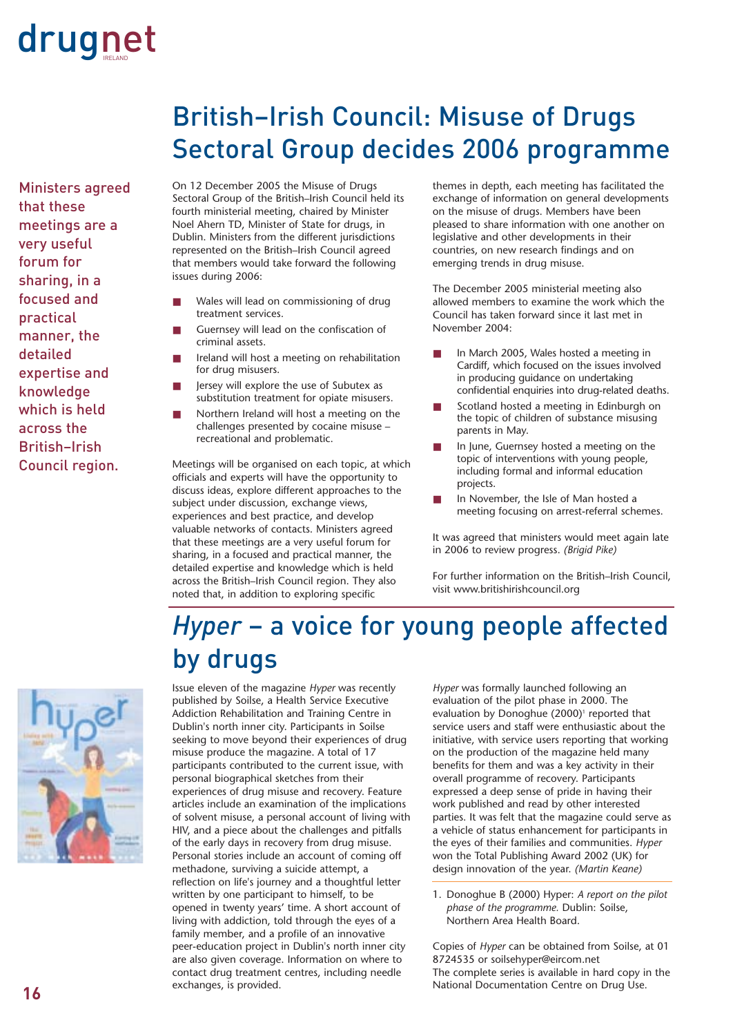# British–Irish Council: Misuse of Drugs Sectoral Group decides 2006 programme

Ministers agreed that these meetings are a very useful forum for sharing, in a focused and practical manner, the detailed expertise and knowledge which is held across the British–Irish Council region.

On 12 December 2005 the Misuse of Drugs Sectoral Group of the British–Irish Council held its fourth ministerial meeting, chaired by Minister Noel Ahern TD, Minister of State for drugs, in Dublin. Ministers from the different jurisdictions represented on the British–Irish Council agreed that members would take forward the following issues during 2006:

- Wales will lead on commissioning of drug treatment services.
- Guernsey will lead on the confiscation of criminal assets.
- Ireland will host a meeting on rehabilitation for drug misusers.
- Jersey will explore the use of Subutex as substitution treatment for opiate misusers.
- Northern Ireland will host a meeting on the challenges presented by cocaine misuse – recreational and problematic.

Meetings will be organised on each topic, at which officials and experts will have the opportunity to discuss ideas, explore different approaches to the subject under discussion, exchange views, experiences and best practice, and develop valuable networks of contacts. Ministers agreed that these meetings are a very useful forum for sharing, in a focused and practical manner, the detailed expertise and knowledge which is held across the British–Irish Council region. They also noted that, in addition to exploring specific themes in depth, each meeting has facilitated the exchange of information on general developments on the misuse of drugs. Members have been pleased to share information with one another on legislative and other developments in their countries, on new research findings and on emerging trends in drug misuse.

The December 2005 ministerial meeting also allowed members to examine the work which the Council has taken forward since it last met in November 2004:

- In March 2005, Wales hosted a meeting in Cardiff, which focused on the issues involved in producing guidance on undertaking confidential enquiries into drug-related deaths.
- Scotland hosted a meeting in Edinburgh on the topic of children of substance misusing parents in May.
- In June, Guernsey hosted a meeting on the topic of interventions with young people, including formal and informal education projects.
- In November, the Isle of Man hosted a meeting focusing on arrest-referral schemes.

It was agreed that ministers would meet again late in 2006 to review progress. *(Brigid Pike)*

For further information on the British–Irish Council, visit www.britishirishcouncil.org

# *Hyper* – a voice for young people affected by drugs

Issue eleven of the magazine *Hyper* was recently published by Soilse, a Health Service Executive Addiction Rehabilitation and Training Centre in Dublin's north inner city. Participants in Soilse seeking to move beyond their experiences of drug misuse produce the magazine. A total of 17 participants contributed to the current issue, with personal biographical sketches from their experiences of drug misuse and recovery. Feature articles include an examination of the implications of solvent misuse, a personal account of living with HIV, and a piece about the challenges and pitfalls of the early days in recovery from drug misuse. Personal stories include an account of coming off methadone, surviving a suicide attempt, a reflection on life's journey and a thoughtful letter written by one participant to himself, to be opened in twenty years' time. A short account of living with addiction, told through the eyes of a family member, and a profile of an innovative peer-education project in Dublin's north inner city are also given coverage. Information on where to contact drug treatment centres, including needle exchanges, is provided.

*Hyper* was formally launched following an evaluation of the pilot phase in 2000. The evaluation by Donoghue (2000)[1] reported that service users and staff were enthusiastic about the initiative, with service users reporting that working on the production of the magazine held many benefits for them and was a key activity in their overall programme of recovery. Participants expressed a deep sense of pride in having their work published and read by other interested parties. It was felt that the magazine could serve as a vehicle of status enhancement for participants in the eyes of their families and communities. *Hyper* won the Total Publishing Award 2002 (UK) for design innovation of the year. *(Martin Keane)*

1. Donoghue B (2000) Hyper: *A report on the pilot phase of the programme.* Dublin: Soilse, Northern Area Health Board.

Copies of *Hyper* can be obtained from Soilse, at 01 8724535 or soilsehyper@eircom.net
The complete series is available in hard copy in the National Documentation Centre on Drug Use.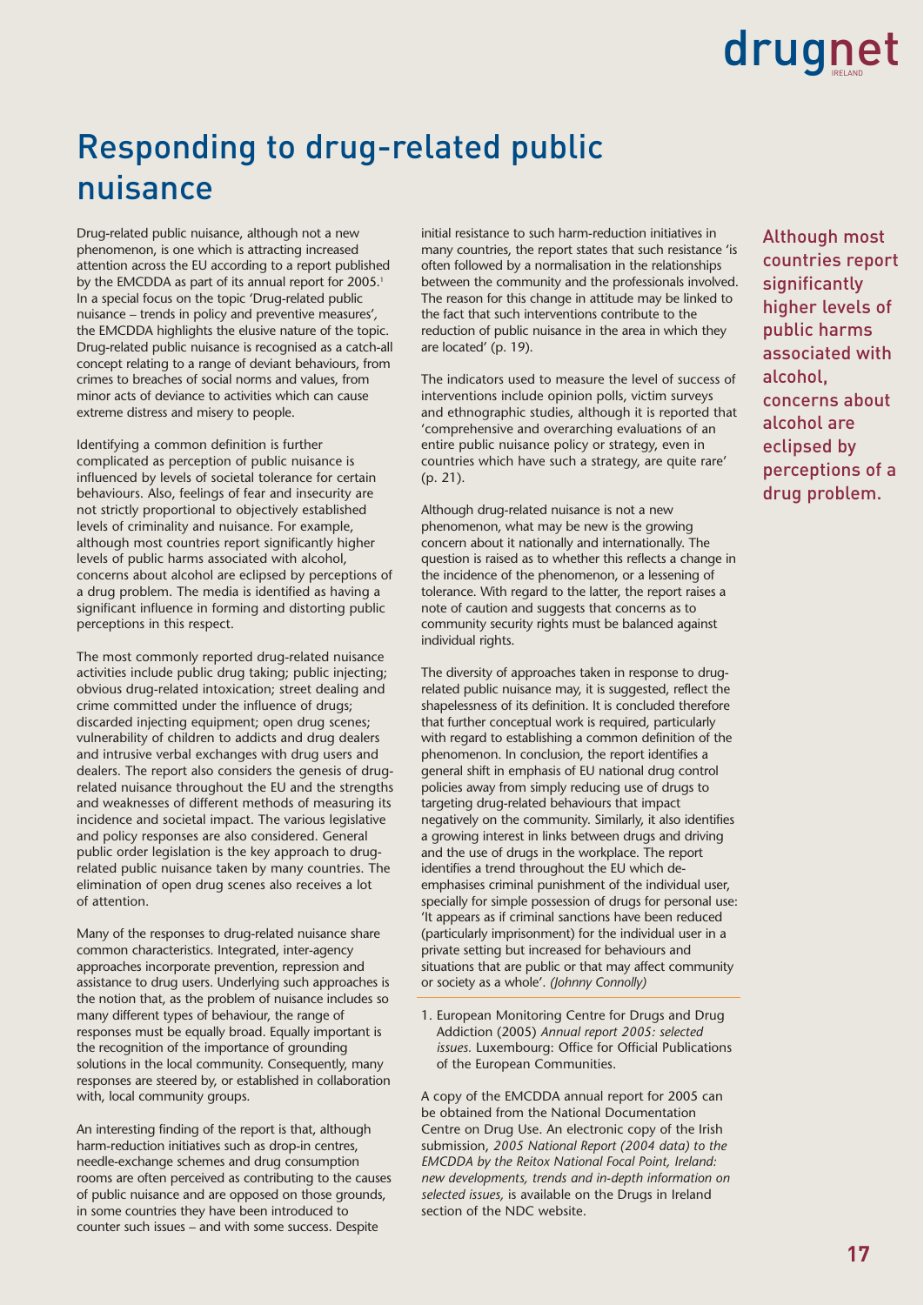# Responding to drug-related public nuisance

Drug-related public nuisance, although not a new phenomenon, is one which is attracting increased attention across the EU according to a report published by the EMCDDA as part of its annual report for 2005.[1] In a special focus on the topic 'Drug-related public nuisance – trends in policy and preventive measures', the EMCDDA highlights the elusive nature of the topic. Drug-related public nuisance is recognised as a catch-all concept relating to a range of deviant behaviours, from crimes to breaches of social norms and values, from minor acts of deviance to activities which can cause extreme distress and misery to people.

Identifying a common definition is further complicated as perception of public nuisance is influenced by levels of societal tolerance for certain behaviours. Also, feelings of fear and insecurity are not strictly proportional to objectively established levels of criminality and nuisance. For example, although most countries report significantly higher levels of public harms associated with alcohol, concerns about alcohol are eclipsed by perceptions of a drug problem. The media is identified as having a significant influence in forming and distorting public perceptions in this respect.

The most commonly reported drug-related nuisance activities include public drug taking; public injecting; obvious drug-related intoxication; street dealing and crime committed under the influence of drugs; discarded injecting equipment; open drug scenes; vulnerability of children to addicts and drug dealers and intrusive verbal exchanges with drug users and dealers. The report also considers the genesis of drug-related nuisance throughout the EU and the strengths and weaknesses of different methods of measuring its incidence and societal impact. The various legislative and policy responses are also considered. General public order legislation is the key approach to drug-related public nuisance taken by many countries. The elimination of open drug scenes also receives a lot of attention.

Many of the responses to drug-related nuisance share common characteristics. Integrated, inter-agency approaches incorporate prevention, repression and assistance to drug users. Underlying such approaches is the notion that, as the problem of nuisance includes so many different types of behaviour, the range of responses must be equally broad. Equally important is the recognition of the importance of grounding solutions in the local community. Consequently, many responses are steered by, or established in collaboration with, local community groups.

An interesting finding of the report is that, although harm-reduction initiatives such as drop-in centres, needle-exchange schemes and drug consumption rooms are often perceived as contributing to the causes of public nuisance and are opposed on those grounds, in some countries they have been introduced to counter such issues – and with some success. Despite initial resistance to such harm-reduction initiatives in many countries, the report states that such resistance 'is often followed by a normalisation in the relationships between the community and the professionals involved. The reason for this change in attitude may be linked to the fact that such interventions contribute to the reduction of public nuisance in the area in which they are located' (p. 19).

The indicators used to measure the level of success of interventions include opinion polls, victim surveys and ethnographic studies, although it is reported that 'comprehensive and overarching evaluations of an entire public nuisance policy or strategy, even in countries which have such a strategy, are quite rare' (p. 21).

Although drug-related nuisance is not a new phenomenon, what may be new is the growing concern about it nationally and internationally. The question is raised as to whether this reflects a change in the incidence of the phenomenon, or a lessening of tolerance. With regard to the latter, the report raises a note of caution and suggests that concerns as to community security rights must be balanced against individual rights.

The diversity of approaches taken in response to drug-related public nuisance may, it is suggested, reflect the shapelessness of its definition. It is concluded therefore that further conceptual work is required, particularly with regard to establishing a common definition of the phenomenon. In conclusion, the report identifies a general shift in emphasis of EU national drug control policies away from simply reducing use of drugs to targeting drug-related behaviours that impact negatively on the community. Similarly, it also identifies a growing interest in links between drugs and driving and the use of drugs in the workplace. The report identifies a trend throughout the EU which de-emphasises criminal punishment of the individual user, specially for simple possession of drugs for personal use: 'It appears as if criminal sanctions have been reduced (particularly imprisonment) for the individual user in a private setting but increased for behaviours and situations that are public or that may affect community or society as a whole'. *(Johnny Connolly)*

1. European Monitoring Centre for Drugs and Drug Addiction (2005) *Annual report 2005: selected issues.* Luxembourg: Office for Official Publications of the European Communities.

A copy of the EMCDDA annual report for 2005 can be obtained from the National Documentation Centre on Drug Use. An electronic copy of the Irish submission, *2005 National Report (2004 data) to the EMCDDA by the Reitox National Focal Point, Ireland: new developments, trends and in-depth information on selected issues,* is available on the Drugs in Ireland section of the NDC website.

Although most countries report significantly higher levels of public harms associated with alcohol, concerns about alcohol are eclipsed by perceptions of a drug problem.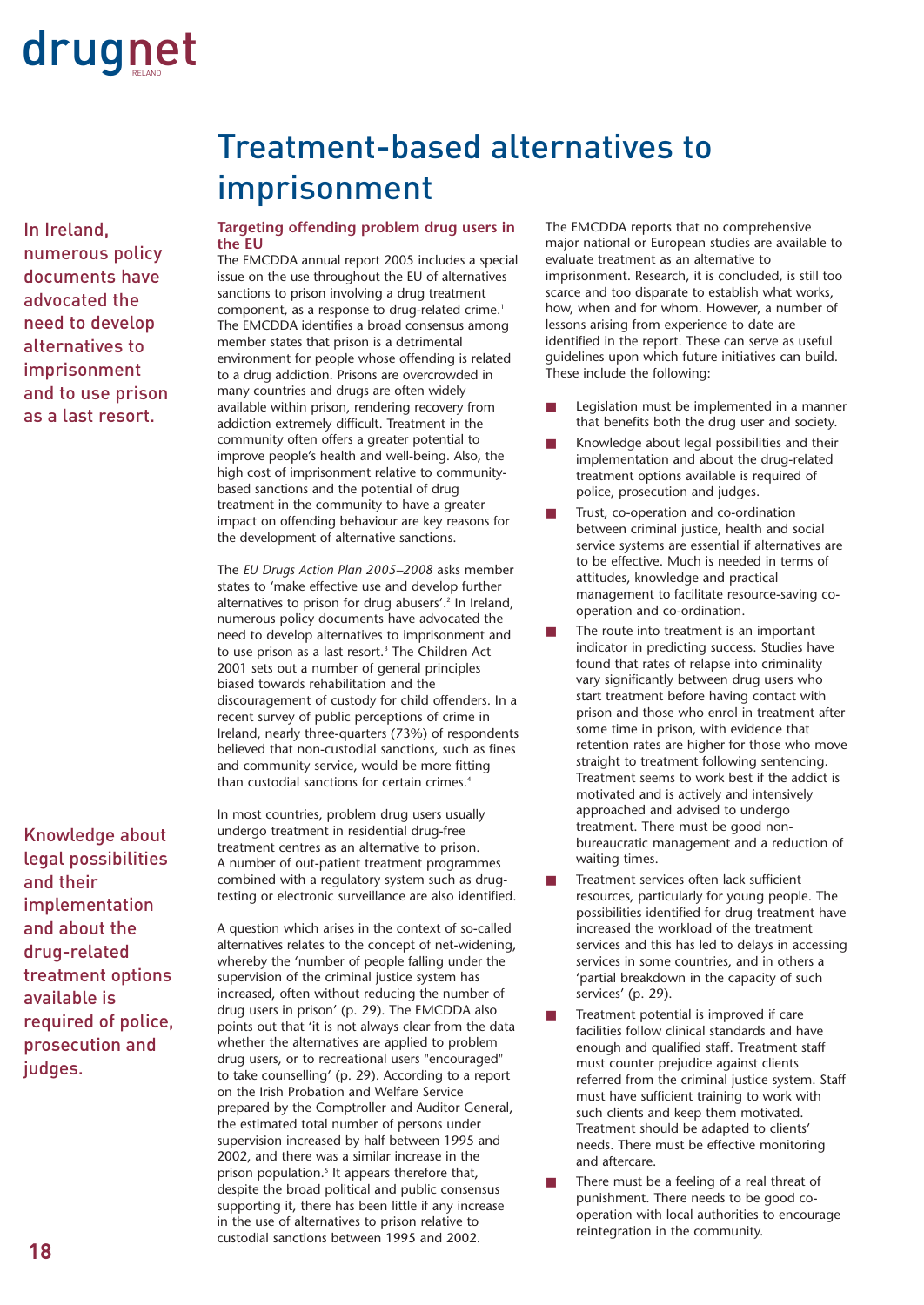# Treatment-based alternatives to imprisonment

In Ireland, numerous policy documents have advocated the need to develop alternatives to imprisonment and to use prison as a last resort.

Knowledge about legal possibilities and their implementation and about the drug-related treatment options available is required of police, prosecution and judges.

### Targeting offending problem drug users in the EU

The EMCDDA annual report 2005 includes a special issue on the use throughout the EU of alternatives sanctions to prison involving a drug treatment component, as a response to drug-related crime.[1] The EMCDDA identifies a broad consensus among member states that prison is a detrimental environment for people whose offending is related to a drug addiction. Prisons are overcrowded in many countries and drugs are often widely available within prison, rendering recovery from addiction extremely difficult. Treatment in the community often offers a greater potential to improve people's health and well-being. Also, the high cost of imprisonment relative to community-based sanctions and the potential of drug treatment in the community to have a greater impact on offending behaviour are key reasons for the development of alternative sanctions.

The *EU Drugs Action Plan 2005–2008* asks member states to 'make effective use and develop further alternatives to prison for drug abusers'.[2] In Ireland, numerous policy documents have advocated the need to develop alternatives to imprisonment and to use prison as a last resort.[3] The Children Act 2001 sets out a number of general principles biased towards rehabilitation and the discouragement of custody for child offenders. In a recent survey of public perceptions of crime in Ireland, nearly three-quarters (73%) of respondents believed that non-custodial sanctions, such as fines and community service, would be more fitting than custodial sanctions for certain crimes.[4]

In most countries, problem drug users usually undergo treatment in residential drug-free treatment centres as an alternative to prison. A number of out-patient treatment programmes combined with a regulatory system such as drug-testing or electronic surveillance are also identified.

A question which arises in the context of so-called alternatives relates to the concept of net-widening, whereby the 'number of people falling under the supervision of the criminal justice system has increased, often without reducing the number of drug users in prison' (p. 29). The EMCDDA also points out that 'it is not always clear from the data whether the alternatives are applied to problem drug users, or to recreational users "encouraged" to take counselling' (p. 29). According to a report on the Irish Probation and Welfare Service prepared by the Comptroller and Auditor General, the estimated total number of persons under supervision increased by half between 1995 and 2002, and there was a similar increase in the prison population.[5] It appears therefore that, despite the broad political and public consensus supporting it, there has been little if any increase in the use of alternatives to prison relative to custodial sanctions between 1995 and 2002.

The EMCDDA reports that no comprehensive major national or European studies are available to evaluate treatment as an alternative to imprisonment. Research, it is concluded, is still too scarce and too disparate to establish what works, how, when and for whom. However, a number of lessons arising from experience to date are identified in the report. These can serve as useful guidelines upon which future initiatives can build. These include the following:

- Legislation must be implemented in a manner that benefits both the drug user and society.
- Knowledge about legal possibilities and their implementation and about the drug-related treatment options available is required of police, prosecution and judges.
- Trust, co-operation and co-ordination between criminal justice, health and social service systems are essential if alternatives are to be effective. Much is needed in terms of attitudes, knowledge and practical management to facilitate resource-saving co-operation and co-ordination.
- The route into treatment is an important indicator in predicting success. Studies have found that rates of relapse into criminality vary significantly between drug users who start treatment before having contact with prison and those who enrol in treatment after some time in prison, with evidence that retention rates are higher for those who move straight to treatment following sentencing. Treatment seems to work best if the addict is motivated and is actively and intensively approached and advised to undergo treatment. There must be good non-bureaucratic management and a reduction of waiting times.
- Treatment services often lack sufficient resources, particularly for young people. The possibilities identified for drug treatment have increased the workload of the treatment services and this has led to delays in accessing services in some countries, and in others a 'partial breakdown in the capacity of such services' (p. 29).
- Treatment potential is improved if care facilities follow clinical standards and have enough and qualified staff. Treatment staff must counter prejudice against clients referred from the criminal justice system. Staff must have sufficient training to work with such clients and keep them motivated. Treatment should be adapted to clients' needs. There must be effective monitoring and aftercare.
- There must be a feeling of a real threat of punishment. There needs to be good co-operation with local authorities to encourage reintegration in the community.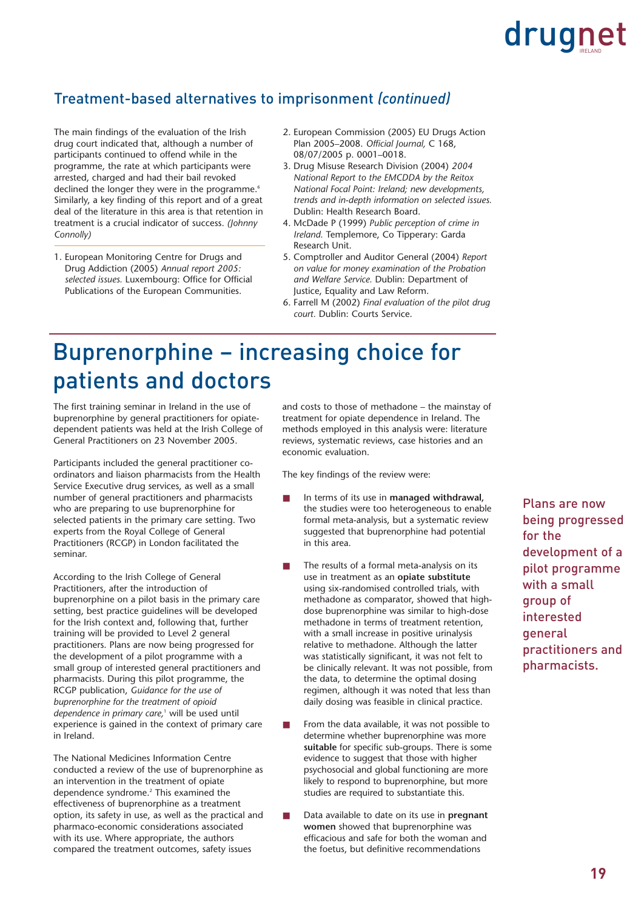## Treatment-based alternatives to imprisonment *(continued)*

The main findings of the evaluation of the Irish drug court indicated that, although a number of participants continued to offend while in the programme, the rate at which participants were arrested, charged and had their bail revoked declined the longer they were in the programme.[6] Similarly, a key finding of this report and of a great deal of the literature in this area is that retention in treatment is a crucial indicator of success. *(Johnny Connolly)*

1. European Monitoring Centre for Drugs and Drug Addiction (2005) *Annual report 2005: selected issues.* Luxembourg: Office for Official Publications of the European Communities.
2. European Commission (2005) EU Drugs Action Plan 2005–2008. *Official Journal,* C 168, 08/07/2005 p. 0001–0018.
3. Drug Misuse Research Division (2004) *2004 National Report to the EMCDDA by the Reitox National Focal Point: Ireland; new developments, trends and in-depth information on selected issues.* Dublin: Health Research Board.
4. McDade P (1999) *Public perception of crime in Ireland.* Templemore, Co Tipperary: Garda Research Unit.
5. Comptroller and Auditor General (2004) *Report on value for money examination of the Probation and Welfare Service.* Dublin: Department of Justice, Equality and Law Reform.
6. Farrell M (2002) *Final evaluation of the pilot drug court.* Dublin: Courts Service.

# Buprenorphine – increasing choice for patients and doctors

The first training seminar in Ireland in the use of buprenorphine by general practitioners for opiate-dependent patients was held at the Irish College of General Practitioners on 23 November 2005.

Participants included the general practitioner co-ordinators and liaison pharmacists from the Health Service Executive drug services, as well as a small number of general practitioners and pharmacists who are preparing to use buprenorphine for selected patients in the primary care setting. Two experts from the Royal College of General Practitioners (RCGP) in London facilitated the seminar.

According to the Irish College of General Practitioners, after the introduction of buprenorphine on a pilot basis in the primary care setting, best practice guidelines will be developed for the Irish context and, following that, further training will be provided to Level 2 general practitioners. Plans are now being progressed for the development of a pilot programme with a small group of interested general practitioners and pharmacists. During this pilot programme, the RCGP publication, *Guidance for the use of buprenorphine for the treatment of opioid dependence in primary care,*[1] will be used until experience is gained in the context of primary care in Ireland.

The National Medicines Information Centre conducted a review of the use of buprenorphine as an intervention in the treatment of opiate dependence syndrome.[2] This examined the effectiveness of buprenorphine as a treatment option, its safety in use, as well as the practical and pharmaco-economic considerations associated with its use. Where appropriate, the authors compared the treatment outcomes, safety issues and costs to those of methadone – the mainstay of treatment for opiate dependence in Ireland. The methods employed in this analysis were: literature reviews, systematic reviews, case histories and an economic evaluation.

The key findings of the review were:

- In terms of its use in **managed withdrawal**, the studies were too heterogeneous to enable formal meta-analysis, but a systematic review suggested that buprenorphine had potential in this area.
- The results of a formal meta-analysis on its use in treatment as an **opiate substitute** using six-randomised controlled trials, with methadone as comparator, showed that high-dose buprenorphine was similar to high-dose methadone in terms of treatment retention, with a small increase in positive urinalysis relative to methadone. Although the latter was statistically significant, it was not felt to be clinically relevant. It was not possible, from the data, to determine the optimal dosing regimen, although it was noted that less than daily dosing was feasible in clinical practice.
- From the data available, it was not possible to determine whether buprenorphine was more **suitable** for specific sub-groups. There is some evidence to suggest that those with higher psychosocial and global functioning are more likely to respond to buprenorphine, but more studies are required to substantiate this.
- Data available to date on its use in **pregnant women** showed that buprenorphine was efficacious and safe for both the woman and the foetus, but definitive recommendations

Plans are now being progressed for the development of a pilot programme with a small group of interested general practitioners and pharmacists.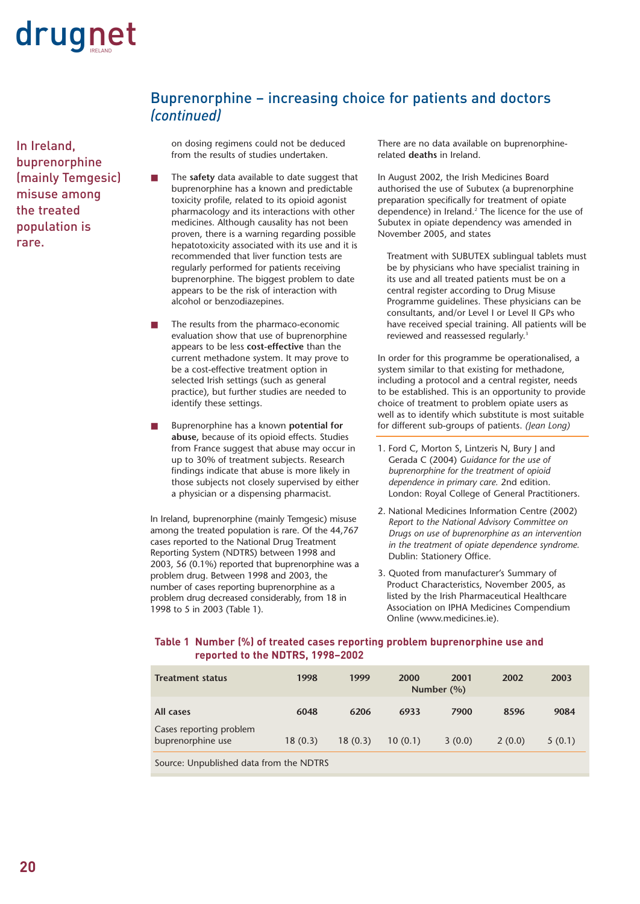## Buprenorphine – increasing choice for patients and doctors *(continued)*

In Ireland, buprenorphine (mainly Temgesic) misuse among the treated population is rare.

on dosing regimens could not be deduced from the results of studies undertaken.

- The **safety** data available to date suggest that buprenorphine has a known and predictable toxicity profile, related to its opioid agonist pharmacology and its interactions with other medicines. Although causality has not been proven, there is a warning regarding possible hepatotoxicity associated with its use and it is recommended that liver function tests are regularly performed for patients receiving buprenorphine. The biggest problem to date appears to be the risk of interaction with alcohol or benzodiazepines.
- The results from the pharmaco-economic evaluation show that use of buprenorphine appears to be less **cost-effective** than the current methadone system. It may prove to be a cost-effective treatment option in selected Irish settings (such as general practice), but further studies are needed to identify these settings.
- Buprenorphine has a known **potential for abuse,** because of its opioid effects. Studies from France suggest that abuse may occur in up to 30% of treatment subjects. Research findings indicate that abuse is more likely in those subjects not closely supervised by either a physician or a dispensing pharmacist.

In Ireland, buprenorphine (mainly Temgesic) misuse among the treated population is rare. Of the 44,767 cases reported to the National Drug Treatment Reporting System (NDTRS) between 1998 and 2003, 56 (0.1%) reported that buprenorphine was a problem drug. Between 1998 and 2003, the number of cases reporting buprenorphine as a problem drug decreased considerably, from 18 in 1998 to 5 in 2003 (Table 1).

There are no data available on buprenorphine-related **deaths** in Ireland.

In August 2002, the Irish Medicines Board authorised the use of Subutex (a buprenorphine preparation specifically for treatment of opiate dependence) in Ireland.[2] The licence for the use of Subutex in opiate dependency was amended in November 2005, and states

> Treatment with SUBUTEX sublingual tablets must be by physicians who have specialist training in its use and all treated patients must be on a central register according to Drug Misuse Programme guidelines. These physicians can be consultants, and/or Level I or Level II GPs who have received special training. All patients will be reviewed and reassessed regularly.[3]

In order for this programme be operationalised, a system similar to that existing for methadone, including a protocol and a central register, needs to be established. This is an opportunity to provide choice of treatment to problem opiate users as well as to identify which substitute is most suitable for different sub-groups of patients. *(Jean Long)*

1. Ford C, Morton S, Lintzeris N, Bury J and Gerada C (2004) *Guidance for the use of buprenorphine for the treatment of opioid dependence in primary care.* 2nd edition. London: Royal College of General Practitioners.
2. National Medicines Information Centre (2002) *Report to the National Advisory Committee on Drugs on use of buprenorphine as an intervention in the treatment of opiate dependence syndrome.* Dublin: Stationery Office.
3. Quoted from manufacturer's Summary of Product Characteristics, November 2005, as listed by the Irish Pharmaceutical Healthcare Association on IPHA Medicines Compendium Online (www.medicines.ie).

**Table 1 Number (%) of treated cases reporting problem buprenorphine use and reported to the NDTRS, 1998–2002**

| Treatment status | 1998 | 1999 | 2000 | 2001 | 2002 | 2003 |
|---|---|---|---|---|---|---|
| | Number (%) | | | | | |
| **All cases** | **6048** | **6206** | **6933** | **7900** | **8596** | **9084** |
| Cases reporting problem buprenorphine use | 18 (0.3) | 18 (0.3) | 10 (0.1) | 3 (0.0) | 2 (0.0) | 5 (0.1) |

Source: Unpublished data from the NDTRS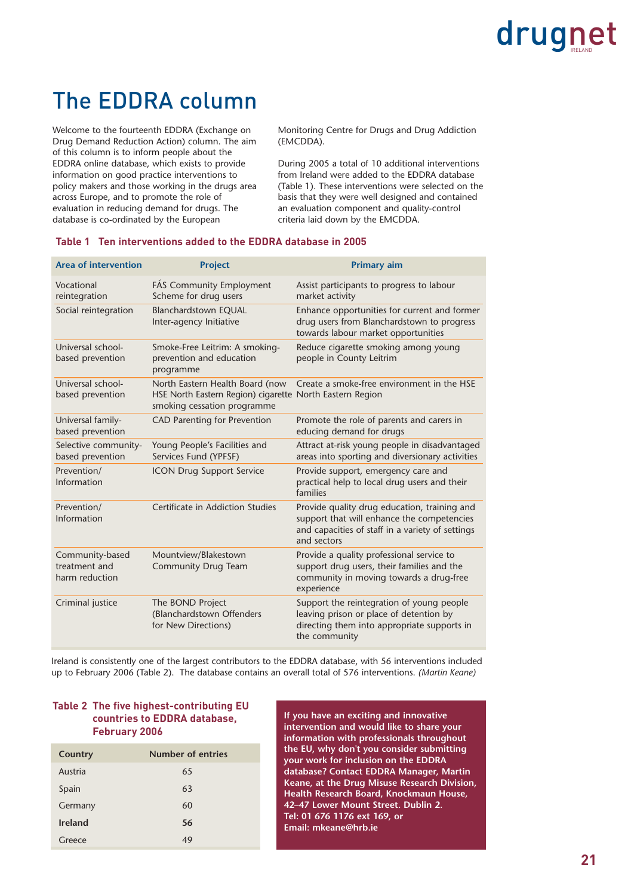# The EDDRA column

Welcome to the fourteenth EDDRA (Exchange on Drug Demand Reduction Action) column. The aim of this column is to inform people about the EDDRA online database, which exists to provide information on good practice interventions to policy makers and those working in the drugs area across Europe, and to promote the role of evaluation in reducing demand for drugs. The database is co-ordinated by the European Monitoring Centre for Drugs and Drug Addiction (EMCDDA).

During 2005 a total of 10 additional interventions from Ireland were added to the EDDRA database (Table 1). These interventions were selected on the basis that they were well designed and contained an evaluation component and quality-control criteria laid down by the EMCDDA.

**Table 1 Ten interventions added to the EDDRA database in 2005**

| Area of intervention | Project | Primary aim |
|---|---|---|
| Vocational reintegration | FÁS Community Employment Scheme for drug users | Assist participants to progress to labour market activity |
| Social reintegration | Blanchardstown EQUAL Inter-agency Initiative | Enhance opportunities for current and former drug users from Blanchardstown to progress towards labour market opportunities |
| Universal school-based prevention | Smoke-Free Leitrim: A smoking-prevention and education programme | Reduce cigarette smoking among young people in County Leitrim |
| Universal school-based prevention | North Eastern Health Board (now HSE North Eastern Region) cigarette smoking cessation programme | Create a smoke-free environment in the HSE North Eastern Region |
| Universal family-based prevention | CAD Parenting for Prevention | Promote the role of parents and carers in educing demand for drugs |
| Selective community-based prevention | Young People's Facilities and Services Fund (YPFSF) | Attract at-risk young people in disadvantaged areas into sporting and diversionary activities |
| Prevention/ Information | ICON Drug Support Service | Provide support, emergency care and practical help to local drug users and their families |
| Prevention/ Information | Certificate in Addiction Studies | Provide quality drug education, training and support that will enhance the competencies and capacities of staff in a variety of settings and sectors |
| Community-based treatment and harm reduction | Mountview/Blakestown Community Drug Team | Provide a quality professional service to support drug users, their families and the community in moving towards a drug-free experience |
| Criminal justice | The BOND Project (Blanchardstown Offenders for New Directions) | Support the reintegration of young people leaving prison or place of detention by directing them into appropriate supports in the community |

Ireland is consistently one of the largest contributors to the EDDRA database, with 56 interventions included up to February 2006 (Table 2). The database contains an overall total of 576 interventions. *(Martin Keane)*

**Table 2 The five highest-contributing EU countries to EDDRA database, February 2006**

| Country | Number of entries |
|---|---|
| Austria | 65 |
| Spain | 63 |
| Germany | 60 |
| **Ireland** | **56** |
| Greece | 49 |

**If you have an exciting and innovative intervention and would like to share your information with professionals throughout the EU, why don't you consider submitting your work for inclusion on the EDDRA database? Contact EDDRA Manager, Martin Keane, at the Drug Misuse Research Division, Health Research Board, Knockmaun House, 42–47 Lower Mount Street. Dublin 2. Tel: 01 676 1176 ext 169, or Email: mkeane@hrb.ie**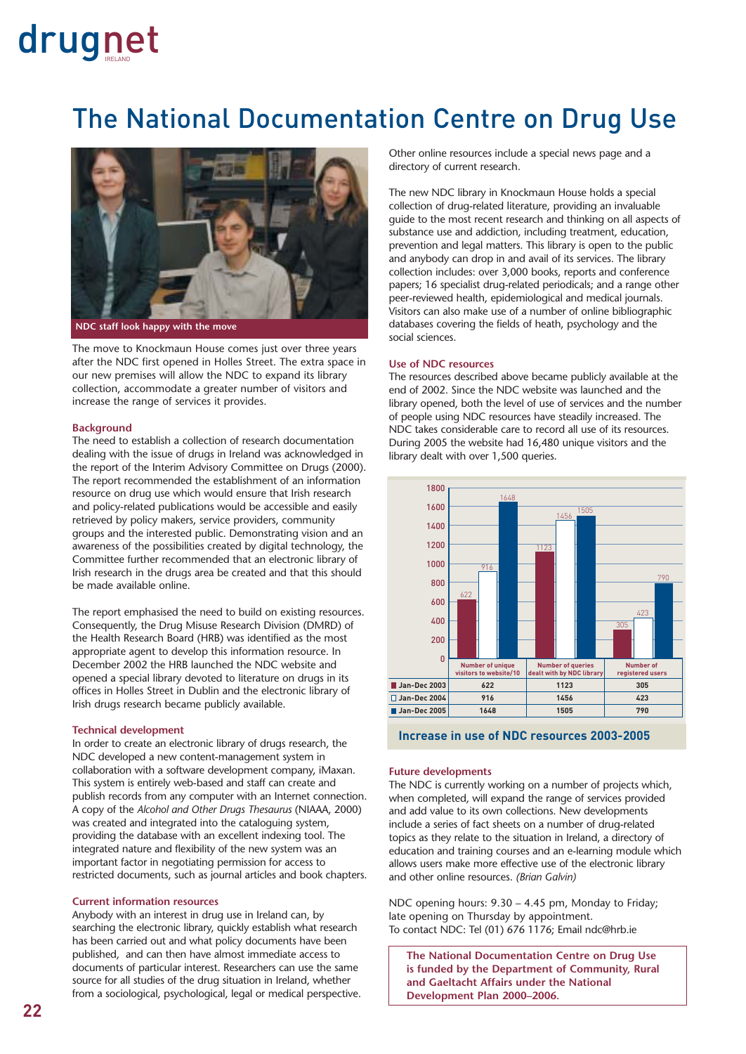# The National Documentation Centre on Drug Use

NDC staff look happy with the move

The move to Knockmaun House comes just over three years after the NDC first opened in Holles Street. The extra space in our new premises will allow the NDC to expand its library collection, accommodate a greater number of visitors and increase the range of services it provides.

### Background

The need to establish a collection of research documentation dealing with the issue of drugs in Ireland was acknowledged in the report of the Interim Advisory Committee on Drugs (2000). The report recommended the establishment of an information resource on drug use which would ensure that Irish research and policy-related publications would be accessible and easily retrieved by policy makers, service providers, community groups and the interested public. Demonstrating vision and an awareness of the possibilities created by digital technology, the Committee further recommended that an electronic library of Irish research in the drugs area be created and that this should be made available online.

The report emphasised the need to build on existing resources. Consequently, the Drug Misuse Research Division (DMRD) of the Health Research Board (HRB) was identified as the most appropriate agent to develop this information resource. In December 2002 the HRB launched the NDC website and opened a special library devoted to literature on drugs in its offices in Holles Street in Dublin and the electronic library of Irish drugs research became publicly available.

### Technical development

In order to create an electronic library of drugs research, the NDC developed a new content-management system in collaboration with a software development company, iMaxan. This system is entirely web-based and staff can create and publish records from any computer with an Internet connection. A copy of the *Alcohol and Other Drugs Thesaurus* (NIAAA, 2000) was created and integrated into the cataloguing system, providing the database with an excellent indexing tool. The integrated nature and flexibility of the new system was an important factor in negotiating permission for access to restricted documents, such as journal articles and book chapters.

### Current information resources

Anybody with an interest in drug use in Ireland can, by searching the electronic library, quickly establish what research has been carried out and what policy documents have been published, and can then have almost immediate access to documents of particular interest. Researchers can use the same source for all studies of the drug situation in Ireland, whether from a sociological, psychological, legal or medical perspective.

Other online resources include a special news page and a directory of current research.

The new NDC library in Knockmaun House holds a special collection of drug-related literature, providing an invaluable guide to the most recent research and thinking on all aspects of substance use and addiction, including treatment, education, prevention and legal matters. This library is open to the public and anybody can drop in and avail of its services. The library collection includes: over 3,000 books, reports and conference papers; 16 specialist drug-related periodicals; and a range other peer-reviewed health, epidemiological and medical journals. Visitors can also make use of a number of online bibliographic databases covering the fields of heath, psychology and the social sciences.

### Use of NDC resources

The resources described above became publicly available at the end of 2002. Since the NDC website was launched and the library opened, both the level of use of services and the number of people using NDC resources have steadily increased. The NDC takes considerable care to record all use of its resources. During 2005 the website had 16,480 unique visitors and the library dealt with over 1,500 queries.

| | Number of unique visitors to website/10 | Number of queries dealt with by NDC library | Number of registered users |
|---|---|---|---|
| Jan-Dec 2003 | 622 | 1123 | 305 |
| Jan-Dec 2004 | 916 | 1456 | 423 |
| Jan-Dec 2005 | 1648 | 1505 | 790 |

**Increase in use of NDC resources 2003-2005**

### Future developments

The NDC is currently working on a number of projects which, when completed, will expand the range of services provided and add value to its own collections. New developments include a series of fact sheets on a number of drug-related topics as they relate to the situation in Ireland, a directory of education and training courses and an e-learning module which allows users make more effective use of the electronic library and other online resources. *(Brian Galvin)*

NDC opening hours: 9.30 – 4.45 pm, Monday to Friday; late opening on Thursday by appointment.
To contact NDC: Tel (01) 676 1176; Email ndc@hrb.ie

**The National Documentation Centre on Drug Use is funded by the Department of Community, Rural and Gaeltacht Affairs under the National Development Plan 2000–2006.**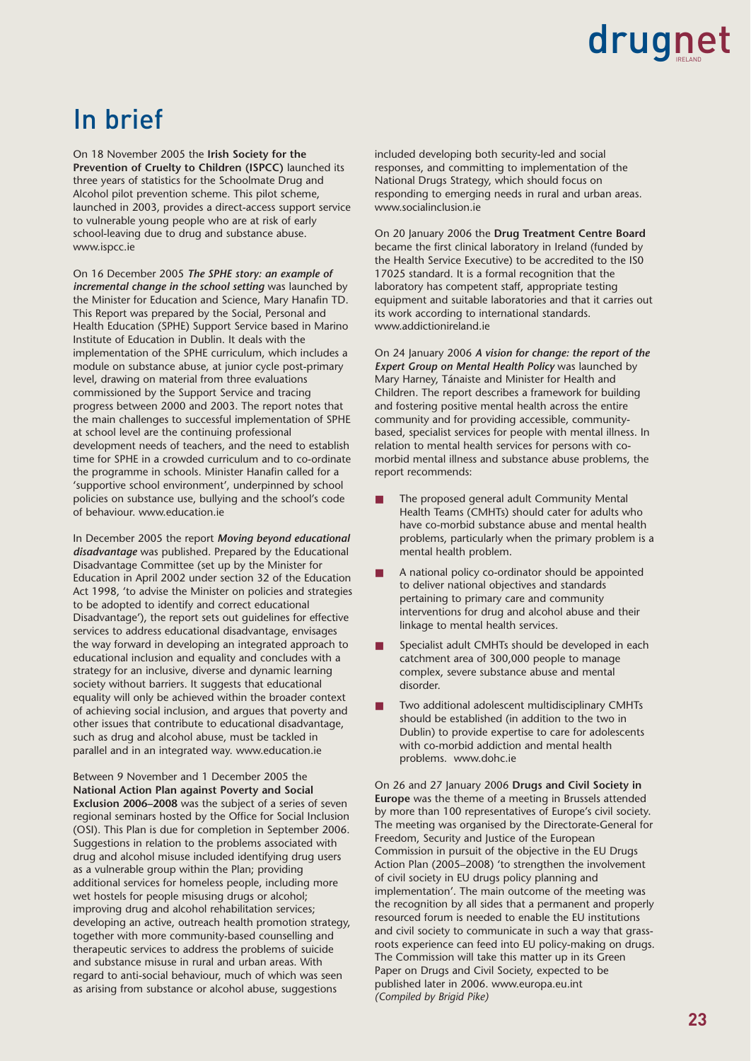# In brief

On 18 November 2005 the **Irish Society for the Prevention of Cruelty to Children (ISPCC)** launched its three years of statistics for the Schoolmate Drug and Alcohol pilot prevention scheme. This pilot scheme, launched in 2003, provides a direct-access support service to vulnerable young people who are at risk of early school-leaving due to drug and substance abuse. www.ispcc.ie

On 16 December 2005 ***The SPHE story: an example of incremental change in the school setting*** was launched by the Minister for Education and Science, Mary Hanafin TD. This Report was prepared by the Social, Personal and Health Education (SPHE) Support Service based in Marino Institute of Education in Dublin. It deals with the implementation of the SPHE curriculum, which includes a module on substance abuse, at junior cycle post-primary level, drawing on material from three evaluations commissioned by the Support Service and tracing progress between 2000 and 2003. The report notes that the main challenges to successful implementation of SPHE at school level are the continuing professional development needs of teachers, and the need to establish time for SPHE in a crowded curriculum and to co-ordinate the programme in schools. Minister Hanafin called for a 'supportive school environment', underpinned by school policies on substance use, bullying and the school's code of behaviour. www.education.ie

In December 2005 the report ***Moving beyond educational disadvantage*** was published. Prepared by the Educational Disadvantage Committee (set up by the Minister for Education in April 2002 under section 32 of the Education Act 1998, 'to advise the Minister on policies and strategies to be adopted to identify and correct educational Disadvantage'), the report sets out guidelines for effective services to address educational disadvantage, envisages the way forward in developing an integrated approach to educational inclusion and equality and concludes with a strategy for an inclusive, diverse and dynamic learning society without barriers. It suggests that educational equality will only be achieved within the broader context of achieving social inclusion, and argues that poverty and other issues that contribute to educational disadvantage, such as drug and alcohol abuse, must be tackled in parallel and in an integrated way. www.education.ie

Between 9 November and 1 December 2005 the **National Action Plan against Poverty and Social Exclusion 2006–2008** was the subject of a series of seven regional seminars hosted by the Office for Social Inclusion (OSI). This Plan is due for completion in September 2006. Suggestions in relation to the problems associated with drug and alcohol misuse included identifying drug users as a vulnerable group within the Plan; providing additional services for homeless people, including more wet hostels for people misusing drugs or alcohol; improving drug and alcohol rehabilitation services; developing an active, outreach health promotion strategy, together with more community-based counselling and therapeutic services to address the problems of suicide and substance misuse in rural and urban areas. With regard to anti-social behaviour, much of which was seen as arising from substance or alcohol abuse, suggestions included developing both security-led and social responses, and committing to implementation of the National Drugs Strategy, which should focus on responding to emerging needs in rural and urban areas. www.socialinclusion.ie

On 20 January 2006 the **Drug Treatment Centre Board** became the first clinical laboratory in Ireland (funded by the Health Service Executive) to be accredited to the IS0 17025 standard. It is a formal recognition that the laboratory has competent staff, appropriate testing equipment and suitable laboratories and that it carries out its work according to international standards. www.addictionireland.ie

On 24 January 2006 ***A vision for change: the report of the Expert Group on Mental Health Policy*** was launched by Mary Harney, Tánaiste and Minister for Health and Children. The report describes a framework for building and fostering positive mental health across the entire community and for providing accessible, community-based, specialist services for people with mental illness. In relation to mental health services for persons with co-morbid mental illness and substance abuse problems, the report recommends:

- The proposed general adult Community Mental Health Teams (CMHTs) should cater for adults who have co-morbid substance abuse and mental health problems, particularly when the primary problem is a mental health problem.
- A national policy co-ordinator should be appointed to deliver national objectives and standards pertaining to primary care and community interventions for drug and alcohol abuse and their linkage to mental health services.
- Specialist adult CMHTs should be developed in each catchment area of 300,000 people to manage complex, severe substance abuse and mental disorder.
- Two additional adolescent multidisciplinary CMHTs should be established (in addition to the two in Dublin) to provide expertise to care for adolescents with co-morbid addiction and mental health problems. www.dohc.ie

On 26 and 27 January 2006 **Drugs and Civil Society in Europe** was the theme of a meeting in Brussels attended by more than 100 representatives of Europe's civil society. The meeting was organised by the Directorate-General for Freedom, Security and Justice of the European Commission in pursuit of the objective in the EU Drugs Action Plan (2005–2008) 'to strengthen the involvement of civil society in EU drugs policy planning and implementation'. The main outcome of the meeting was the recognition by all sides that a permanent and properly resourced forum is needed to enable the EU institutions and civil society to communicate in such a way that grass-roots experience can feed into EU policy-making on drugs. The Commission will take this matter up in its Green Paper on Drugs and Civil Society, expected to be published later in 2006. www.europa.eu.int

*(Compiled by Brigid Pike)*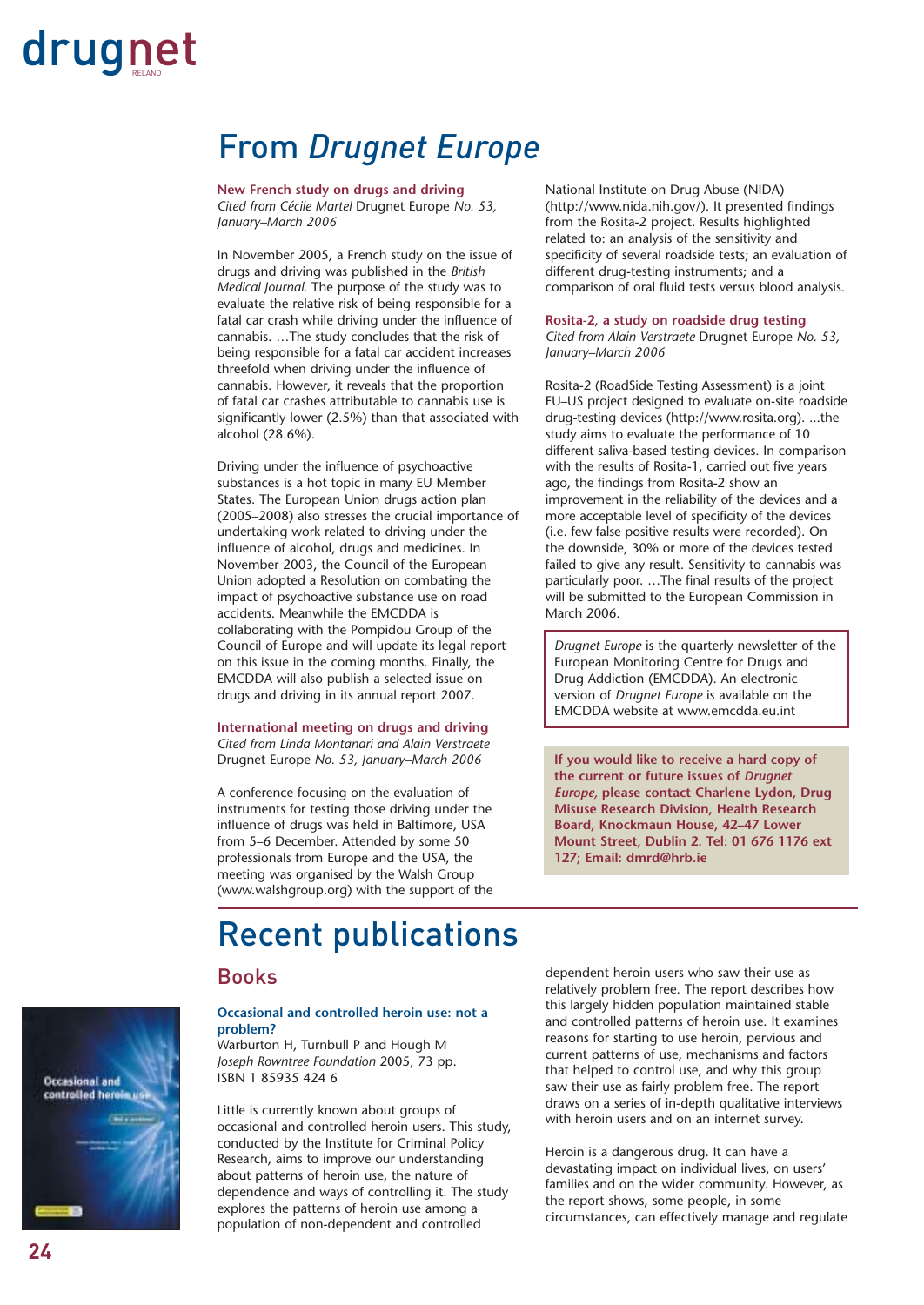# From *Drugnet Europe*

### New French study on drugs and driving

*Cited from Cécile Martel* Drugnet Europe *No. 53, January–March 2006*

In November 2005, a French study on the issue of drugs and driving was published in the *British Medical Journal.* The purpose of the study was to evaluate the relative risk of being responsible for a fatal car crash while driving under the influence of cannabis. …The study concludes that the risk of being responsible for a fatal car accident increases threefold when driving under the influence of cannabis. However, it reveals that the proportion of fatal car crashes attributable to cannabis use is significantly lower (2.5%) than that associated with alcohol (28.6%).

Driving under the influence of psychoactive substances is a hot topic in many EU Member States. The European Union drugs action plan (2005–2008) also stresses the crucial importance of undertaking work related to driving under the influence of alcohol, drugs and medicines. In November 2003, the Council of the European Union adopted a Resolution on combating the impact of psychoactive substance use on road accidents. Meanwhile the EMCDDA is collaborating with the Pompidou Group of the Council of Europe and will update its legal report on this issue in the coming months. Finally, the EMCDDA will also publish a selected issue on drugs and driving in its annual report 2007.

### International meeting on drugs and driving

*Cited from Linda Montanari and Alain Verstraete* Drugnet Europe *No. 53, January–March 2006*

A conference focusing on the evaluation of instruments for testing those driving under the influence of drugs was held in Baltimore, USA from 5–6 December. Attended by some 50 professionals from Europe and the USA, the meeting was organised by the Walsh Group (www.walshgroup.org) with the support of the National Institute on Drug Abuse (NIDA) (http://www.nida.nih.gov/). It presented findings from the Rosita-2 project. Results highlighted related to: an analysis of the sensitivity and specificity of several roadside tests; an evaluation of different drug-testing instruments; and a comparison of oral fluid tests versus blood analysis.

### Rosita-2, a study on roadside drug testing

*Cited from Alain Verstraete* Drugnet Europe *No. 53, January–March 2006*

Rosita-2 (RoadSide Testing Assessment) is a joint EU–US project designed to evaluate on-site roadside drug-testing devices (http://www.rosita.org). ...the study aims to evaluate the performance of 10 different saliva-based testing devices. In comparison with the results of Rosita-1, carried out five years ago, the findings from Rosita-2 show an improvement in the reliability of the devices and a more acceptable level of specificity of the devices (i.e. few false positive results were recorded). On the downside, 30% or more of the devices tested failed to give any result. Sensitivity to cannabis was particularly poor. …The final results of the project will be submitted to the European Commission in March 2006.

*Drugnet Europe* is the quarterly newsletter of the European Monitoring Centre for Drugs and Drug Addiction (EMCDDA). An electronic version of *Drugnet Europe* is available on the EMCDDA website at www.emcdda.eu.int

**If you would like to receive a hard copy of the current or future issues of *Drugnet Europe,* please contact Charlene Lydon, Drug Misuse Research Division, Health Research Board, Knockmaun House, 42–47 Lower Mount Street, Dublin 2. Tel: 01 676 1176 ext 127; Email: dmrd@hrb.ie**

# Recent publications

## Books

### Occasional and controlled heroin use: not a problem?

Warburton H, Turnbull P and Hough M
*Joseph Rowntree Foundation* 2005, 73 pp.
ISBN 1 85935 424 6

Little is currently known about groups of occasional and controlled heroin users. This study, conducted by the Institute for Criminal Policy Research, aims to improve our understanding about patterns of heroin use, the nature of dependence and ways of controlling it. The study explores the patterns of heroin use among a population of non-dependent and controlled dependent heroin users who saw their use as relatively problem free. The report describes how this largely hidden population maintained stable and controlled patterns of heroin use. It examines reasons for starting to use heroin, pervious and current patterns of use, mechanisms and factors that helped to control use, and why this group saw their use as fairly problem free. The report draws on a series of in-depth qualitative interviews with heroin users and on an internet survey.

Heroin is a dangerous drug. It can have a devastating impact on individual lives, on users' families and on the wider community. However, as the report shows, some people, in some circumstances, can effectively manage and regulate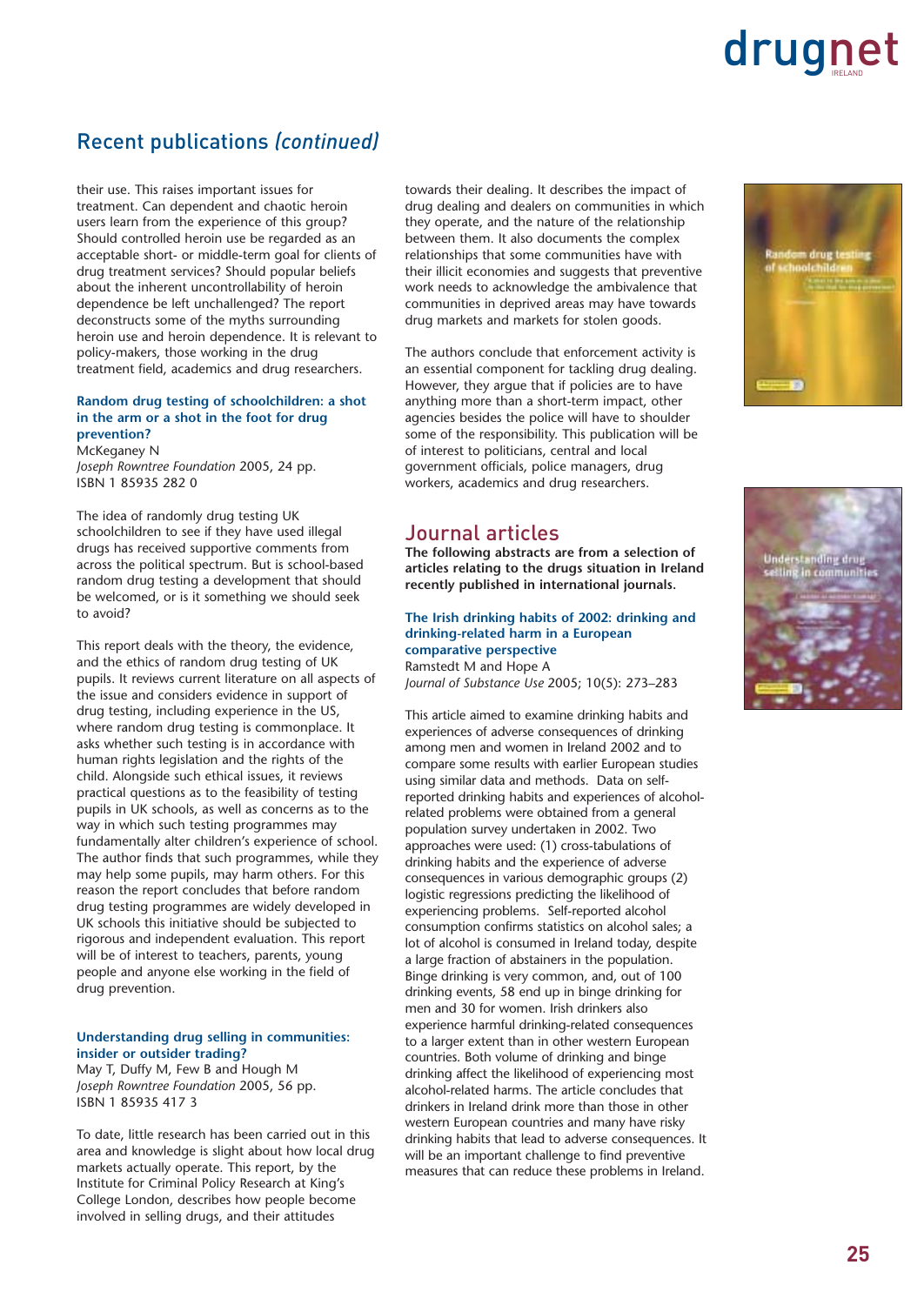## Recent publications *(continued)*

their use. This raises important issues for treatment. Can dependent and chaotic heroin users learn from the experience of this group? Should controlled heroin use be regarded as an acceptable short- or middle-term goal for clients of drug treatment services? Should popular beliefs about the inherent uncontrollability of heroin dependence be left unchallenged? The report deconstructs some of the myths surrounding heroin use and heroin dependence. It is relevant to policy-makers, those working in the drug treatment field, academics and drug researchers.

**Random drug testing of schoolchildren: a shot in the arm or a shot in the foot for drug prevention?**
McKeganey N
*Joseph Rowntree Foundation* 2005, 24 pp.
ISBN 1 85935 282 0

The idea of randomly drug testing UK schoolchildren to see if they have used illegal drugs has received supportive comments from across the political spectrum. But is school-based random drug testing a development that should be welcomed, or is it something we should seek to avoid?

This report deals with the theory, the evidence, and the ethics of random drug testing of UK pupils. It reviews current literature on all aspects of the issue and considers evidence in support of drug testing, including experience in the US, where random drug testing is commonplace. It asks whether such testing is in accordance with human rights legislation and the rights of the child. Alongside such ethical issues, it reviews practical questions as to the feasibility of testing pupils in UK schools, as well as concerns as to the way in which such testing programmes may fundamentally alter children's experience of school. The author finds that such programmes, while they may help some pupils, may harm others. For this reason the report concludes that before random drug testing programmes are widely developed in UK schools this initiative should be subjected to rigorous and independent evaluation. This report will be of interest to teachers, parents, young people and anyone else working in the field of drug prevention.

**Understanding drug selling in communities: insider or outsider trading?**
May T, Duffy M, Few B and Hough M
*Joseph Rowntree Foundation* 2005, 56 pp.
ISBN 1 85935 417 3

To date, little research has been carried out in this area and knowledge is slight about how local drug markets actually operate. This report, by the Institute for Criminal Policy Research at King's College London, describes how people become involved in selling drugs, and their attitudes towards their dealing. It describes the impact of drug dealing and dealers on communities in which they operate, and the nature of the relationship between them. It also documents the complex relationships that some communities have with their illicit economies and suggests that preventive work needs to acknowledge the ambivalence that communities in deprived areas may have towards drug markets and markets for stolen goods.

The authors conclude that enforcement activity is an essential component for tackling drug dealing. However, they argue that if policies are to have anything more than a short-term impact, other agencies besides the police will have to shoulder some of the responsibility. This publication will be of interest to politicians, central and local government officials, police managers, drug workers, academics and drug researchers.

## Journal articles

**The following abstracts are from a selection of articles relating to the drugs situation in Ireland recently published in international journals.**

**The Irish drinking habits of 2002: drinking and drinking-related harm in a European comparative perspective**
Ramstedt M and Hope A
*Journal of Substance Use* 2005; 10(5): 273–283

This article aimed to examine drinking habits and experiences of adverse consequences of drinking among men and women in Ireland 2002 and to compare some results with earlier European studies using similar data and methods. Data on self-reported drinking habits and experiences of alcohol-related problems were obtained from a general population survey undertaken in 2002. Two approaches were used: (1) cross-tabulations of drinking habits and the experience of adverse consequences in various demographic groups (2) logistic regressions predicting the likelihood of experiencing problems. Self-reported alcohol consumption confirms statistics on alcohol sales; a lot of alcohol is consumed in Ireland today, despite a large fraction of abstainers in the population. Binge drinking is very common, and, out of 100 drinking events, 58 end up in binge drinking for men and 30 for women. Irish drinkers also experience harmful drinking-related consequences to a larger extent than in other western European countries. Both volume of drinking and binge drinking affect the likelihood of experiencing most alcohol-related harms. The article concludes that drinkers in Ireland drink more than those in other western European countries and many have risky drinking habits that lead to adverse consequences. It will be an important challenge to find preventive measures that can reduce these problems in Ireland.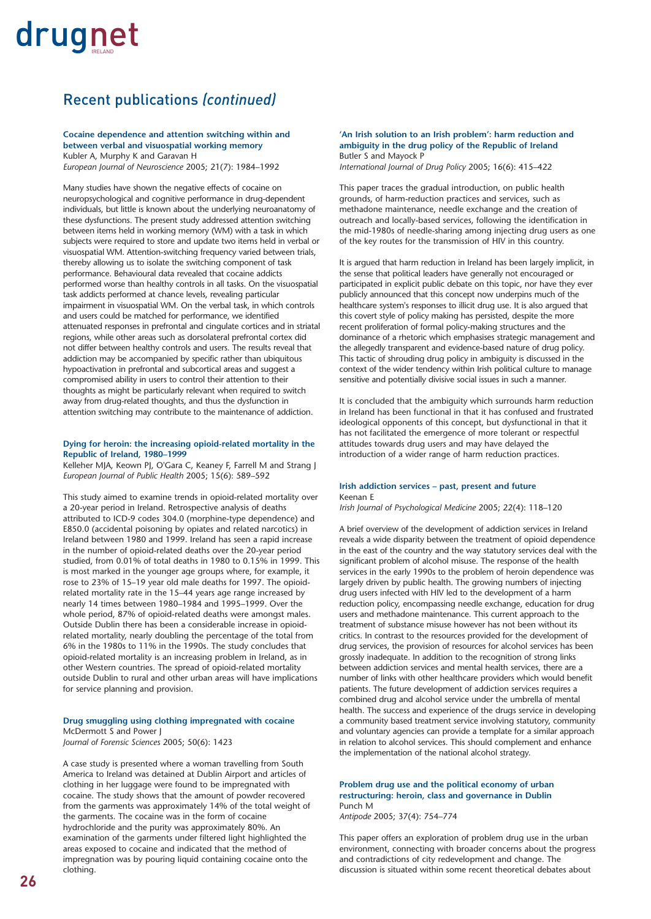## Recent publications *(continued)*

**Cocaine dependence and attention switching within and between verbal and visuospatial working memory**
Kubler A, Murphy K and Garavan H
*European Journal of Neuroscience* 2005; 21(7): 1984–1992

Many studies have shown the negative effects of cocaine on neuropsychological and cognitive performance in drug-dependent individuals, but little is known about the underlying neuroanatomy of these dysfunctions. The present study addressed attention switching between items held in working memory (WM) with a task in which subjects were required to store and update two items held in verbal or visuospatial WM. Attention-switching frequency varied between trials, thereby allowing us to isolate the switching component of task performance. Behavioural data revealed that cocaine addicts performed worse than healthy controls in all tasks. On the visuospatial task addicts performed at chance levels, revealing particular impairment in visuospatial WM. On the verbal task, in which controls and users could be matched for performance, we identified attenuated responses in prefrontal and cingulate cortices and in striatal regions, while other areas such as dorsolateral prefrontal cortex did not differ between healthy controls and users. The results reveal that addiction may be accompanied by specific rather than ubiquitous hypoactivation in prefrontal and subcortical areas and suggest a compromised ability in users to control their attention to their thoughts as might be particularly relevant when required to switch away from drug-related thoughts, and thus the dysfunction in attention switching may contribute to the maintenance of addiction.

**Dying for heroin: the increasing opioid-related mortality in the Republic of Ireland, 1980–1999**
Kelleher MJA, Keown PJ, O'Gara C, Keaney F, Farrell M and Strang J
*European Journal of Public Health* 2005; 15(6): 589–592

This study aimed to examine trends in opioid-related mortality over a 20-year period in Ireland. Retrospective analysis of deaths attributed to ICD-9 codes 304.0 (morphine-type dependence) and E850.0 (accidental poisoning by opiates and related narcotics) in Ireland between 1980 and 1999. Ireland has seen a rapid increase in the number of opioid-related deaths over the 20-year period studied, from 0.01% of total deaths in 1980 to 0.15% in 1999. This is most marked in the younger age groups where, for example, it rose to 23% of 15–19 year old male deaths for 1997. The opioid-related mortality rate in the 15–44 years age range increased by nearly 14 times between 1980–1984 and 1995–1999. Over the whole period, 87% of opioid-related deaths were amongst males. Outside Dublin there has been a considerable increase in opioid-related mortality, nearly doubling the percentage of the total from 6% in the 1980s to 11% in the 1990s. The study concludes that opioid-related mortality is an increasing problem in Ireland, as in other Western countries. The spread of opioid-related mortality outside Dublin to rural and other urban areas will have implications for service planning and provision.

**Drug smuggling using clothing impregnated with cocaine**
McDermott S and Power J
*Journal of Forensic Sciences* 2005; 50(6): 1423

A case study is presented where a woman travelling from South America to Ireland was detained at Dublin Airport and articles of clothing in her luggage were found to be impregnated with cocaine. The study shows that the amount of powder recovered from the garments was approximately 14% of the total weight of the garments. The cocaine was in the form of cocaine hydrochloride and the purity was approximately 80%. An examination of the garments under filtered light highlighted the areas exposed to cocaine and indicated that the method of impregnation was by pouring liquid containing cocaine onto the clothing.

**'An Irish solution to an Irish problem': harm reduction and ambiguity in the drug policy of the Republic of Ireland**
Butler S and Mayock P
*International Journal of Drug Policy* 2005; 16(6): 415–422

This paper traces the gradual introduction, on public health grounds, of harm-reduction practices and services, such as methadone maintenance, needle exchange and the creation of outreach and locally-based services, following the identification in the mid-1980s of needle-sharing among injecting drug users as one of the key routes for the transmission of HIV in this country.

It is argued that harm reduction in Ireland has been largely implicit, in the sense that political leaders have generally not encouraged or participated in explicit public debate on this topic, nor have they ever publicly announced that this concept now underpins much of the healthcare system's responses to illicit drug use. It is also argued that this covert style of policy making has persisted, despite the more recent proliferation of formal policy-making structures and the dominance of a rhetoric which emphasises strategic management and the allegedly transparent and evidence-based nature of drug policy. This tactic of shrouding drug policy in ambiguity is discussed in the context of the wider tendency within Irish political culture to manage sensitive and potentially divisive social issues in such a manner.

It is concluded that the ambiguity which surrounds harm reduction in Ireland has been functional in that it has confused and frustrated ideological opponents of this concept, but dysfunctional in that it has not facilitated the emergence of more tolerant or respectful attitudes towards drug users and may have delayed the introduction of a wider range of harm reduction practices.

**Irish addiction services – past, present and future**
Keenan E
*Irish Journal of Psychological Medicine* 2005; 22(4): 118–120

A brief overview of the development of addiction services in Ireland reveals a wide disparity between the treatment of opioid dependence in the east of the country and the way statutory services deal with the significant problem of alcohol misuse. The response of the health services in the early 1990s to the problem of heroin dependence was largely driven by public health. The growing numbers of injecting drug users infected with HIV led to the development of a harm reduction policy, encompassing needle exchange, education for drug users and methadone maintenance. This current approach to the treatment of substance misuse however has not been without its critics. In contrast to the resources provided for the development of drug services, the provision of resources for alcohol services has been grossly inadequate. In addition to the recognition of strong links between addiction services and mental health services, there are a number of links with other healthcare providers which would benefit patients. The future development of addiction services requires a combined drug and alcohol service under the umbrella of mental health. The success and experience of the drugs service in developing a community based treatment service involving statutory, community and voluntary agencies can provide a template for a similar approach in relation to alcohol services. This should complement and enhance the implementation of the national alcohol strategy.

**Problem drug use and the political economy of urban restructuring: heroin, class and governance in Dublin**
Punch M
*Antipode* 2005; 37(4): 754–774

This paper offers an exploration of problem drug use in the urban environment, connecting with broader concerns about the progress and contradictions of city redevelopment and change. The discussion is situated within some recent theoretical debates about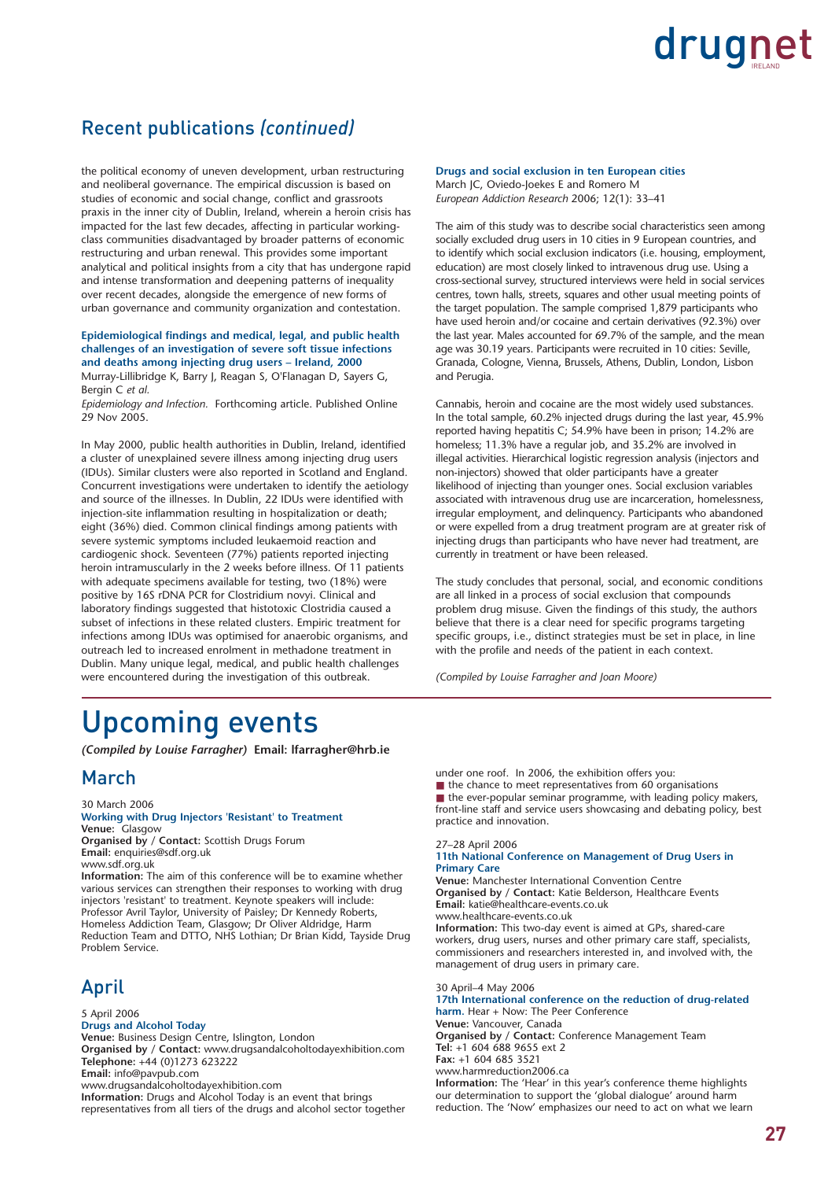## Recent publications *(continued)*

the political economy of uneven development, urban restructuring and neoliberal governance. The empirical discussion is based on studies of economic and social change, conflict and grassroots praxis in the inner city of Dublin, Ireland, wherein a heroin crisis has impacted for the last few decades, affecting in particular working-class communities disadvantaged by broader patterns of economic restructuring and urban renewal. This provides some important analytical and political insights from a city that has undergone rapid and intense transformation and deepening patterns of inequality over recent decades, alongside the emergence of new forms of urban governance and community organization and contestation.

**Epidemiological findings and medical, legal, and public health challenges of an investigation of severe soft tissue infections and deaths among injecting drug users – Ireland, 2000**
Murray-Lillibridge K, Barry J, Reagan S, O'Flanagan D, Sayers G, Bergin C *et al.*
*Epidemiology and Infection.* Forthcoming article. Published Online 29 Nov 2005.

In May 2000, public health authorities in Dublin, Ireland, identified a cluster of unexplained severe illness among injecting drug users (IDUs). Similar clusters were also reported in Scotland and England. Concurrent investigations were undertaken to identify the aetiology and source of the illnesses. In Dublin, 22 IDUs were identified with injection-site inflammation resulting in hospitalization or death; eight (36%) died. Common clinical findings among patients with severe systemic symptoms included leukaemoid reaction and cardiogenic shock. Seventeen (77%) patients reported injecting heroin intramuscularly in the 2 weeks before illness. Of 11 patients with adequate specimens available for testing, two (18%) were positive by 16S rDNA PCR for Clostridium novyi. Clinical and laboratory findings suggested that histotoxic Clostridia caused a subset of infections in these related clusters. Empiric treatment for infections among IDUs was optimised for anaerobic organisms, and outreach led to increased enrolment in methadone treatment in Dublin. Many unique legal, medical, and public health challenges were encountered during the investigation of this outbreak.

**Drugs and social exclusion in ten European cities**
March JC, Oviedo-Joekes E and Romero M
*European Addiction Research* 2006; 12(1): 33–41

The aim of this study was to describe social characteristics seen among socially excluded drug users in 10 cities in 9 European countries, and to identify which social exclusion indicators (i.e. housing, employment, education) are most closely linked to intravenous drug use. Using a cross-sectional survey, structured interviews were held in social services centres, town halls, streets, squares and other usual meeting points of the target population. The sample comprised 1,879 participants who have used heroin and/or cocaine and certain derivatives (92.3%) over the last year. Males accounted for 69.7% of the sample, and the mean age was 30.19 years. Participants were recruited in 10 cities: Seville, Granada, Cologne, Vienna, Brussels, Athens, Dublin, London, Lisbon and Perugia.

Cannabis, heroin and cocaine are the most widely used substances. In the total sample, 60.2% injected drugs during the last year, 45.9% reported having hepatitis C; 54.9% have been in prison; 14.2% are homeless; 11.3% have a regular job, and 35.2% are involved in illegal activities. Hierarchical logistic regression analysis (injectors and non-injectors) showed that older participants have a greater likelihood of injecting than younger ones. Social exclusion variables associated with intravenous drug use are incarceration, homelessness, irregular employment, and delinquency. Participants who abandoned or were expelled from a drug treatment program are at greater risk of injecting drugs than participants who have never had treatment, are currently in treatment or have been released.

The study concludes that personal, social, and economic conditions are all linked in a process of social exclusion that compounds problem drug misuse. Given the findings of this study, the authors believe that there is a clear need for specific programs targeting specific groups, i.e., distinct strategies must be set in place, in line with the profile and needs of the patient in each context.

*(Compiled by Louise Farragher and Joan Moore)*

# Upcoming events

***(Compiled by Louise Farragher)*** **Email: lfarragher@hrb.ie**

## March

30 March 2006
**Working with Drug Injectors 'Resistant' to Treatment**
**Venue:** Glasgow
**Organised by / Contact:** Scottish Drugs Forum
**Email:** enquiries@sdf.org.uk
www.sdf.org.uk
**Information:** The aim of this conference will be to examine whether various services can strengthen their responses to working with drug injectors 'resistant' to treatment. Keynote speakers will include: Professor Avril Taylor, University of Paisley; Dr Kennedy Roberts, Homeless Addiction Team, Glasgow; Dr Oliver Aldridge, Harm Reduction Team and DTTO, NHS Lothian; Dr Brian Kidd, Tayside Drug Problem Service.

## April

5 April 2006
**Drugs and Alcohol Today**
**Venue:** Business Design Centre, Islington, London
**Organised by / Contact:** www.drugsandalcoholtodayexhibition.com
**Telephone:** +44 (0)1273 623222
**Email:** info@pavpub.com
www.drugsandalcoholtodayexhibition.com
**Information:** Drugs and Alcohol Today is an event that brings representatives from all tiers of the drugs and alcohol sector together under one roof. In 2006, the exhibition offers you:

- the chance to meet representatives from 60 organisations
- the ever-popular seminar programme, with leading policy makers, front-line staff and service users showcasing and debating policy, best practice and innovation.

27–28 April 2006
**11th National Conference on Management of Drug Users in Primary Care**
**Venue:** Manchester International Convention Centre
**Organised by / Contact:** Katie Belderson, Healthcare Events
**Email:** katie@healthcare-events.co.uk
www.healthcare-events.co.uk
**Information:** This two-day event is aimed at GPs, shared-care workers, drug users, nurses and other primary care staff, specialists, commissioners and researchers interested in, and involved with, the management of drug users in primary care.

30 April–4 May 2006
**17th International conference on the reduction of drug-related harm.** Hear + Now: The Peer Conference
**Venue:** Vancouver, Canada
**Organised by / Contact:** Conference Management Team
**Tel:** +1 604 688 9655 ext 2
**Fax:** +1 604 685 3521
www.harmreduction2006.ca
**Information:** The 'Hear' in this year's conference theme highlights our determination to support the 'global dialogue' around harm reduction. The 'Now' emphasizes our need to act on what we learn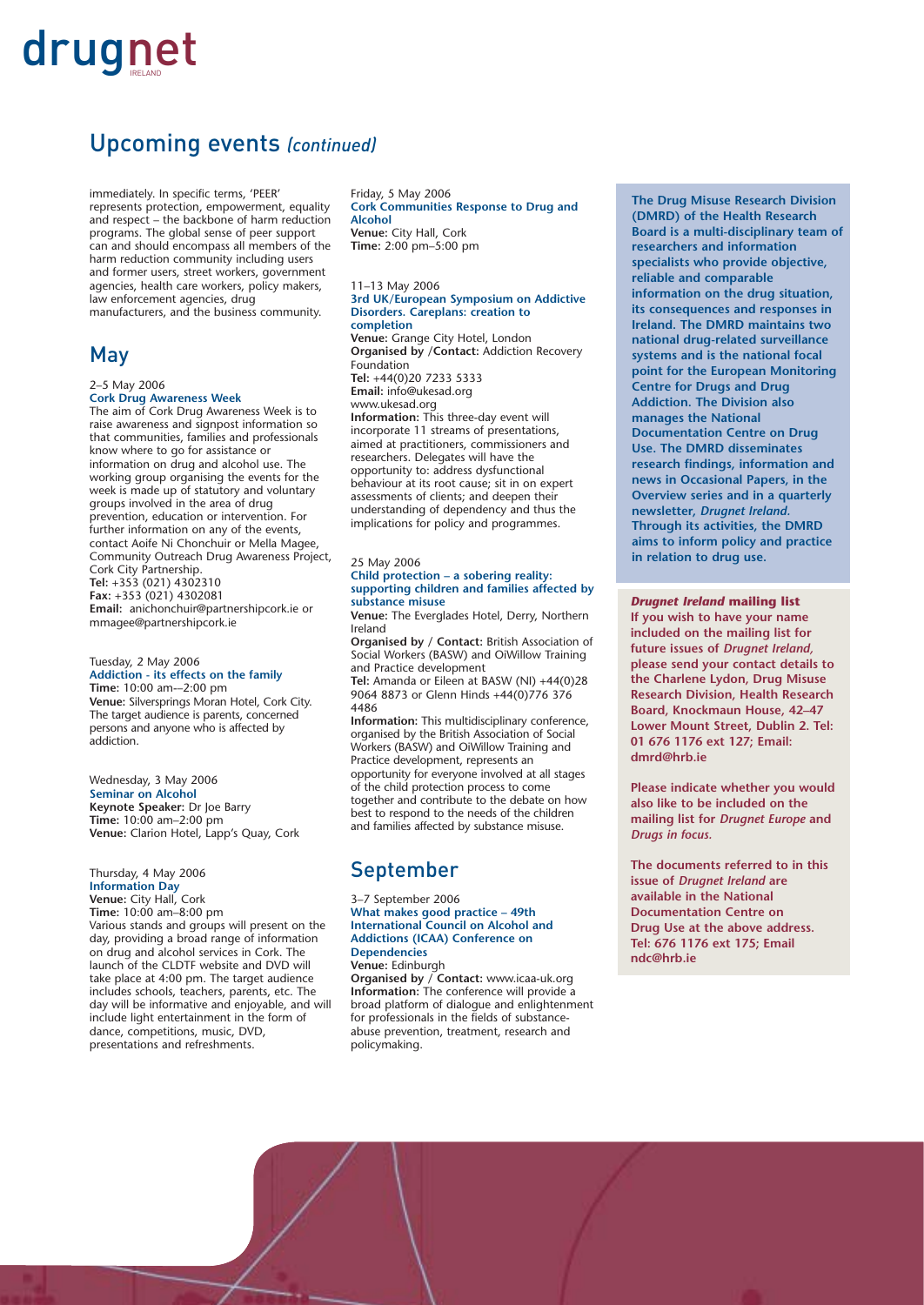# Upcoming events *(continued)*

immediately. In specific terms, 'PEER' represents protection, empowerment, equality and respect – the backbone of harm reduction programs. The global sense of peer support can and should encompass all members of the harm reduction community including users and former users, street workers, government agencies, health care workers, policy makers, law enforcement agencies, drug manufacturers, and the business community.

## May

2–5 May 2006
**Cork Drug Awareness Week**
The aim of Cork Drug Awareness Week is to raise awareness and signpost information so that communities, families and professionals know where to go for assistance or information on drug and alcohol use. The working group organising the events for the week is made up of statutory and voluntary groups involved in the area of drug prevention, education or intervention. For further information on any of the events, contact Aoife Ni Chonchuir or Mella Magee, Community Outreach Drug Awareness Project, Cork City Partnership.
**Tel:** +353 (021) 4302310
**Fax:** +353 (021) 4302081
**Email:** anichonchuir@partnershipcork.ie or mmagee@partnershipcork.ie

Tuesday, 2 May 2006
**Addiction - its effects on the family**
**Time:** 10:00 am-–2:00 pm
**Venue:** Silversprings Moran Hotel, Cork City. The target audience is parents, concerned persons and anyone who is affected by addiction.

Wednesday, 3 May 2006
**Seminar on Alcohol**
**Keynote Speaker:** Dr Joe Barry
**Time:** 10:00 am–2:00 pm
**Venue:** Clarion Hotel, Lapp's Quay, Cork

Thursday, 4 May 2006
**Information Day**
**Venue:** City Hall, Cork
**Time:** 10:00 am–8:00 pm
Various stands and groups will present on the day, providing a broad range of information on drug and alcohol services in Cork. The launch of the CLDTF website and DVD will take place at 4:00 pm. The target audience includes schools, teachers, parents, etc. The day will be informative and enjoyable, and will include light entertainment in the form of dance, competitions, music, DVD, presentations and refreshments.

Friday, 5 May 2006
**Cork Communities Response to Drug and Alcohol**
**Venue:** City Hall, Cork
**Time:** 2:00 pm–5:00 pm

11–13 May 2006
**3rd UK/European Symposium on Addictive Disorders. Careplans: creation to completion**
**Venue:** Grange City Hotel, London
**Organised by /Contact:** Addiction Recovery Foundation
**Tel:** +44(0)20 7233 5333
**Email:** info@ukesad.org
www.ukesad.org
**Information:** This three-day event will incorporate 11 streams of presentations, aimed at practitioners, commissioners and researchers. Delegates will have the opportunity to: address dysfunctional behaviour at its root cause; sit in on expert assessments of clients; and deepen their understanding of dependency and thus the implications for policy and programmes.

25 May 2006
**Child protection – a sobering reality: supporting children and families affected by substance misuse**
**Venue:** The Everglades Hotel, Derry, Northern Ireland
**Organised by / Contact:** British Association of Social Workers (BASW) and OiWillow Training and Practice development
**Tel:** Amanda or Eileen at BASW (NI) +44(0)28 9064 8873 or Glenn Hinds +44(0)776 376 4486
**Information:** This multidisciplinary conference, organised by the British Association of Social Workers (BASW) and OiWillow Training and Practice development, represents an opportunity for everyone involved at all stages of the child protection process to come together and contribute to the debate on how best to respond to the needs of the children and families affected by substance misuse.

## September

3–7 September 2006
**What makes good practice – 49th International Council on Alcohol and Addictions (ICAA) Conference on Dependencies**
**Venue:** Edinburgh
**Organised by / Contact:** www.icaa-uk.org
**Information:** The conference will provide a broad platform of dialogue and enlightenment for professionals in the fields of substance-abuse prevention, treatment, research and policymaking.

**The Drug Misuse Research Division (DMRD) of the Health Research Board is a multi-disciplinary team of researchers and information specialists who provide objective, reliable and comparable information on the drug situation, its consequences and responses in Ireland. The DMRD maintains two national drug-related surveillance systems and is the national focal point for the European Monitoring Centre for Drugs and Drug Addiction. The Division also manages the National Documentation Centre on Drug Use. The DMRD disseminates research findings, information and news in Occasional Papers, in the Overview series and in a quarterly newsletter, *Drugnet Ireland*. Through its activities, the DMRD aims to inform policy and practice in relation to drug use.**

***Drugnet Ireland* mailing list**
**If you wish to have your name included on the mailing list for future issues of *Drugnet Ireland,* please send your contact details to the Charlene Lydon, Drug Misuse Research Division, Health Research Board, Knockmaun House, 42–47 Lower Mount Street, Dublin 2. Tel: 01 676 1176 ext 127; Email: dmrd@hrb.ie**

**Please indicate whether you would also like to be included on the mailing list for *Drugnet Europe* and *Drugs in focus.***

**The documents referred to in this issue of *Drugnet Ireland* are available in the National Documentation Centre on Drug Use at the above address. Tel: 676 1176 ext 175; Email ndc@hrb.ie**